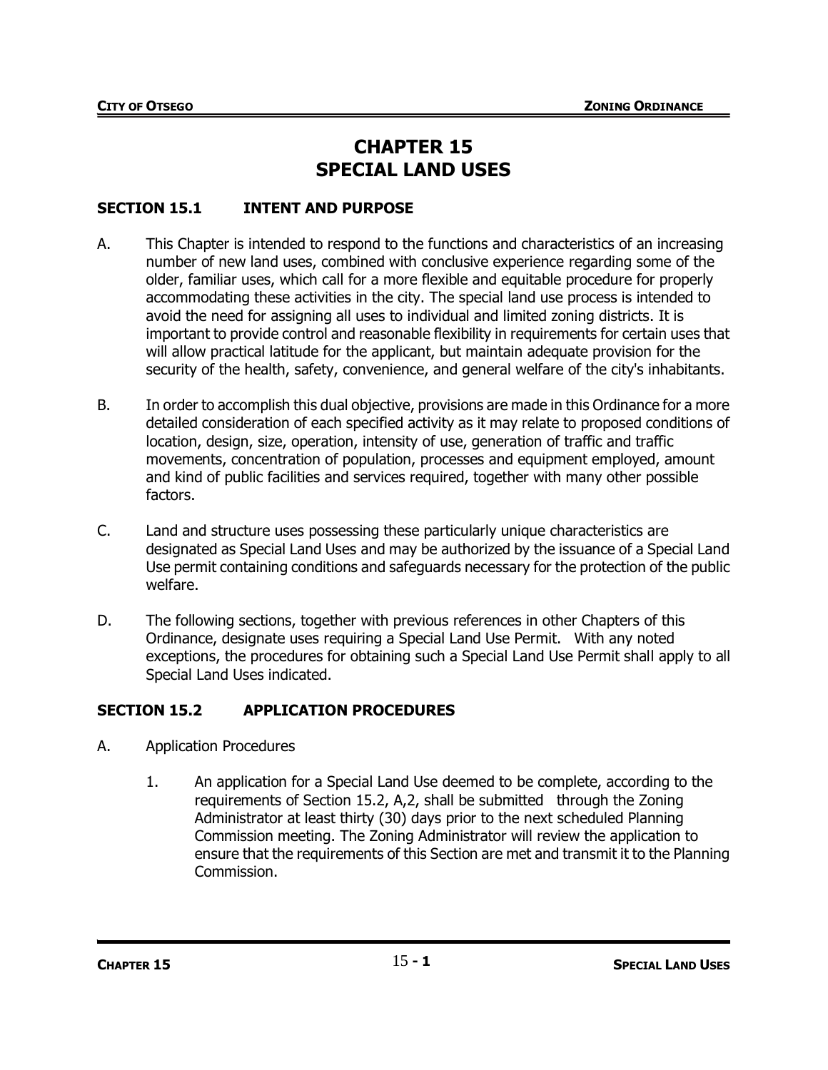# CHAPTER 15
# SPECIAL LAND USES

## SECTION 15.1 INTENT AND PURPOSE

A. This Chapter is intended to respond to the functions and characteristics of an increasing number of new land uses, combined with conclusive experience regarding some of the older, familiar uses, which call for a more flexible and equitable procedure for properly accommodating these activities in the city. The special land use process is intended to avoid the need for assigning all uses to individual and limited zoning districts. It is important to provide control and reasonable flexibility in requirements for certain uses that will allow practical latitude for the applicant, but maintain adequate provision for the security of the health, safety, convenience, and general welfare of the city's inhabitants.

B. In order to accomplish this dual objective, provisions are made in this Ordinance for a more detailed consideration of each specified activity as it may relate to proposed conditions of location, design, size, operation, intensity of use, generation of traffic and traffic movements, concentration of population, processes and equipment employed, amount and kind of public facilities and services required, together with many other possible factors.

C. Land and structure uses possessing these particularly unique characteristics are designated as Special Land Uses and may be authorized by the issuance of a Special Land Use permit containing conditions and safeguards necessary for the protection of the public welfare.

D. The following sections, together with previous references in other Chapters of this Ordinance, designate uses requiring a Special Land Use Permit. With any noted exceptions, the procedures for obtaining such a Special Land Use Permit shall apply to all Special Land Uses indicated.

## SECTION 15.2 APPLICATION PROCEDURES

A. Application Procedures

1. An application for a Special Land Use deemed to be complete, according to the requirements of Section 15.2, A,2, shall be submitted through the Zoning Administrator at least thirty (30) days prior to the next scheduled Planning Commission meeting. The Zoning Administrator will review the application to ensure that the requirements of this Section are met and transmit it to the Planning Commission.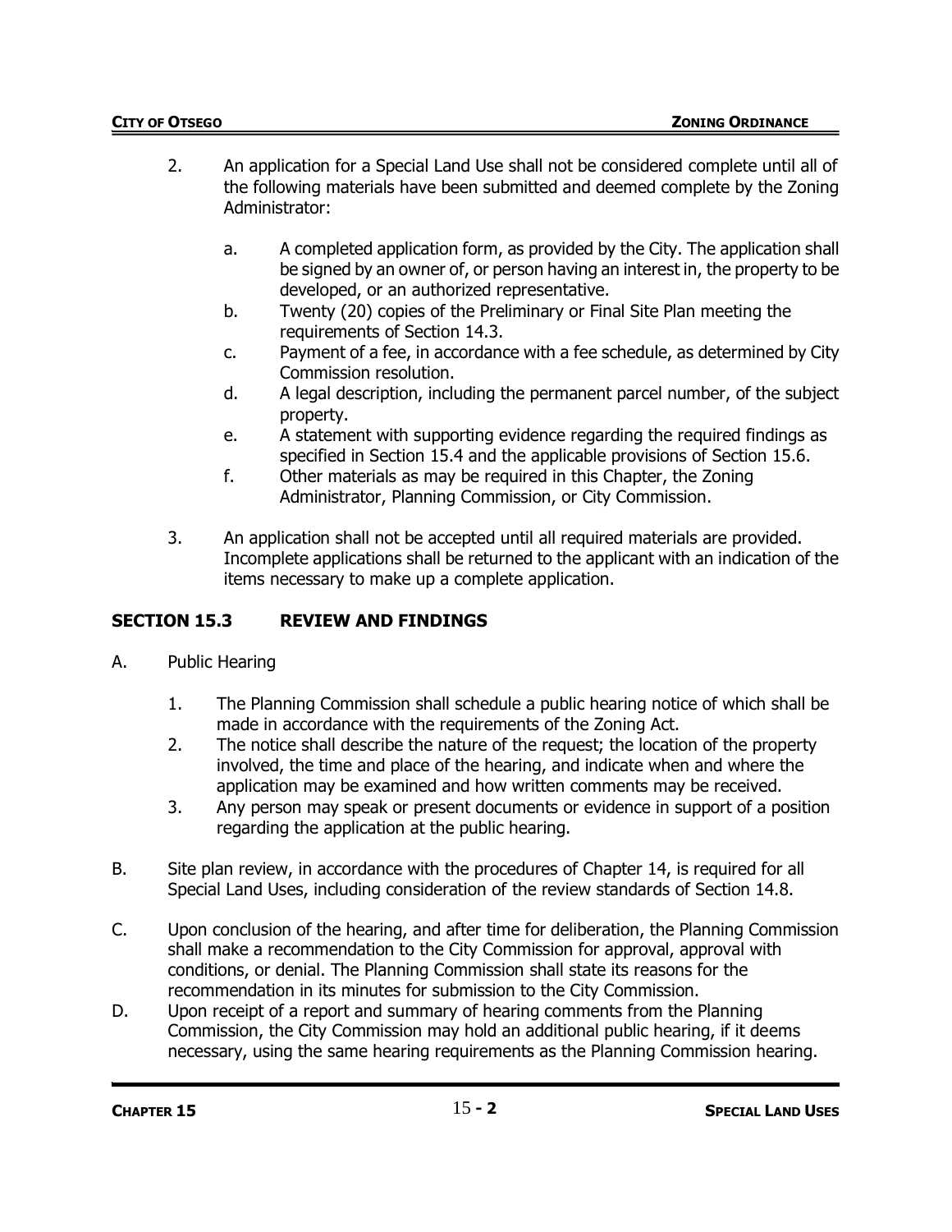2. An application for a Special Land Use shall not be considered complete until all of the following materials have been submitted and deemed complete by the Zoning Administrator:

   a. A completed application form, as provided by the City. The application shall be signed by an owner of, or person having an interest in, the property to be developed, or an authorized representative.
   b. Twenty (20) copies of the Preliminary or Final Site Plan meeting the requirements of Section 14.3.
   c. Payment of a fee, in accordance with a fee schedule, as determined by City Commission resolution.
   d. A legal description, including the permanent parcel number, of the subject property.
   e. A statement with supporting evidence regarding the required findings as specified in Section 15.4 and the applicable provisions of Section 15.6.
   f. Other materials as may be required in this Chapter, the Zoning Administrator, Planning Commission, or City Commission.

3. An application shall not be accepted until all required materials are provided. Incomplete applications shall be returned to the applicant with an indication of the items necessary to make up a complete application.

## SECTION 15.3 REVIEW AND FINDINGS

A. Public Hearing

   1. The Planning Commission shall schedule a public hearing notice of which shall be made in accordance with the requirements of the Zoning Act.
   2. The notice shall describe the nature of the request; the location of the property involved, the time and place of the hearing, and indicate when and where the application may be examined and how written comments may be received.
   3. Any person may speak or present documents or evidence in support of a position regarding the application at the public hearing.

B. Site plan review, in accordance with the procedures of Chapter 14, is required for all Special Land Uses, including consideration of the review standards of Section 14.8.

C. Upon conclusion of the hearing, and after time for deliberation, the Planning Commission shall make a recommendation to the City Commission for approval, approval with conditions, or denial. The Planning Commission shall state its reasons for the recommendation in its minutes for submission to the City Commission.

D. Upon receipt of a report and summary of hearing comments from the Planning Commission, the City Commission may hold an additional public hearing, if it deems necessary, using the same hearing requirements as the Planning Commission hearing.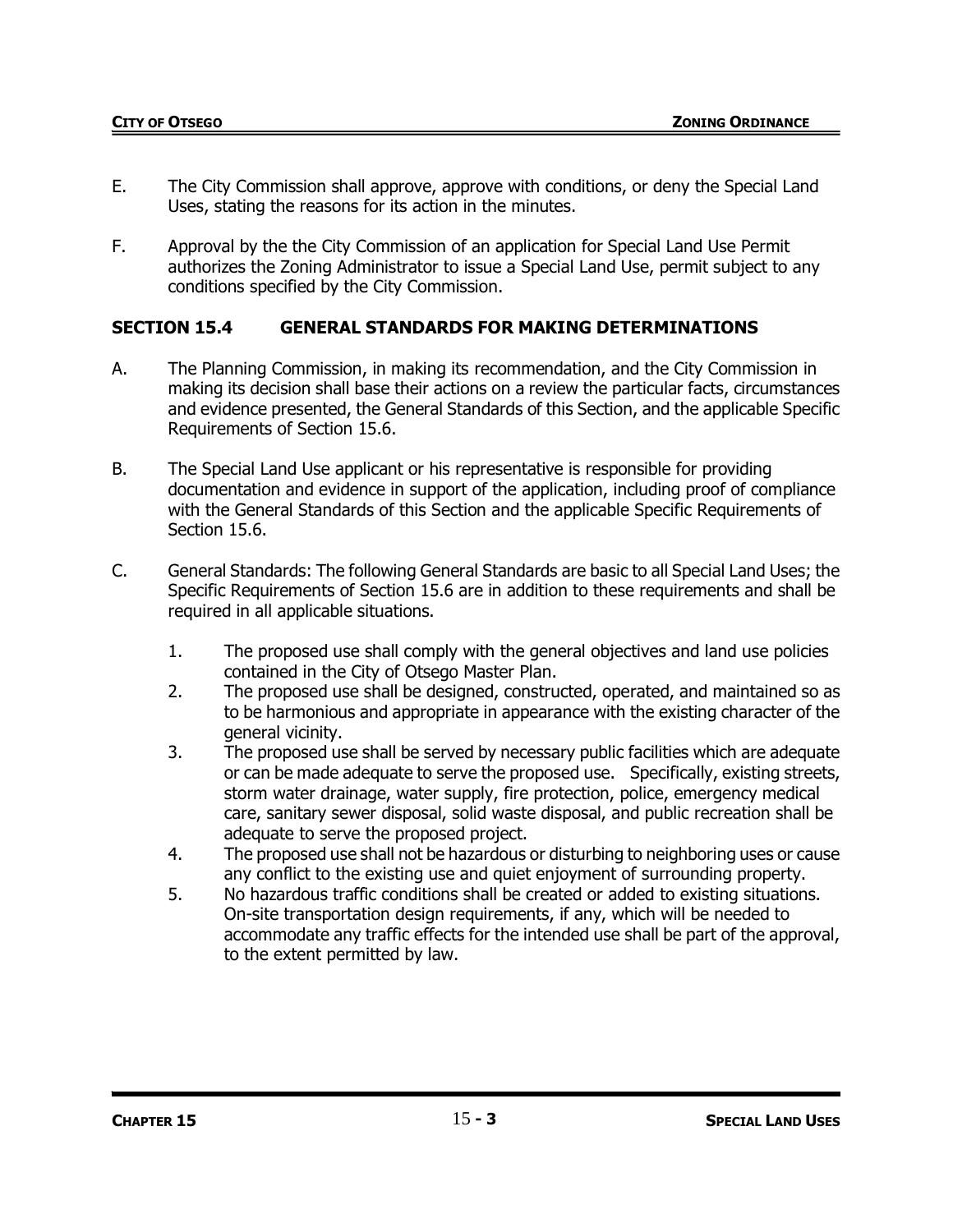E. The City Commission shall approve, approve with conditions, or deny the Special Land Uses, stating the reasons for its action in the minutes.

F. Approval by the the City Commission of an application for Special Land Use Permit authorizes the Zoning Administrator to issue a Special Land Use, permit subject to any conditions specified by the City Commission.

## SECTION 15.4 GENERAL STANDARDS FOR MAKING DETERMINATIONS

A. The Planning Commission, in making its recommendation, and the City Commission in making its decision shall base their actions on a review the particular facts, circumstances and evidence presented, the General Standards of this Section, and the applicable Specific Requirements of Section 15.6.

B. The Special Land Use applicant or his representative is responsible for providing documentation and evidence in support of the application, including proof of compliance with the General Standards of this Section and the applicable Specific Requirements of Section 15.6.

C. General Standards: The following General Standards are basic to all Special Land Uses; the Specific Requirements of Section 15.6 are in addition to these requirements and shall be required in all applicable situations.

   1. The proposed use shall comply with the general objectives and land use policies contained in the City of Otsego Master Plan.
   2. The proposed use shall be designed, constructed, operated, and maintained so as to be harmonious and appropriate in appearance with the existing character of the general vicinity.
   3. The proposed use shall be served by necessary public facilities which are adequate or can be made adequate to serve the proposed use. Specifically, existing streets, storm water drainage, water supply, fire protection, police, emergency medical care, sanitary sewer disposal, solid waste disposal, and public recreation shall be adequate to serve the proposed project.
   4. The proposed use shall not be hazardous or disturbing to neighboring uses or cause any conflict to the existing use and quiet enjoyment of surrounding property.
   5. No hazardous traffic conditions shall be created or added to existing situations. On-site transportation design requirements, if any, which will be needed to accommodate any traffic effects for the intended use shall be part of the approval, to the extent permitted by law.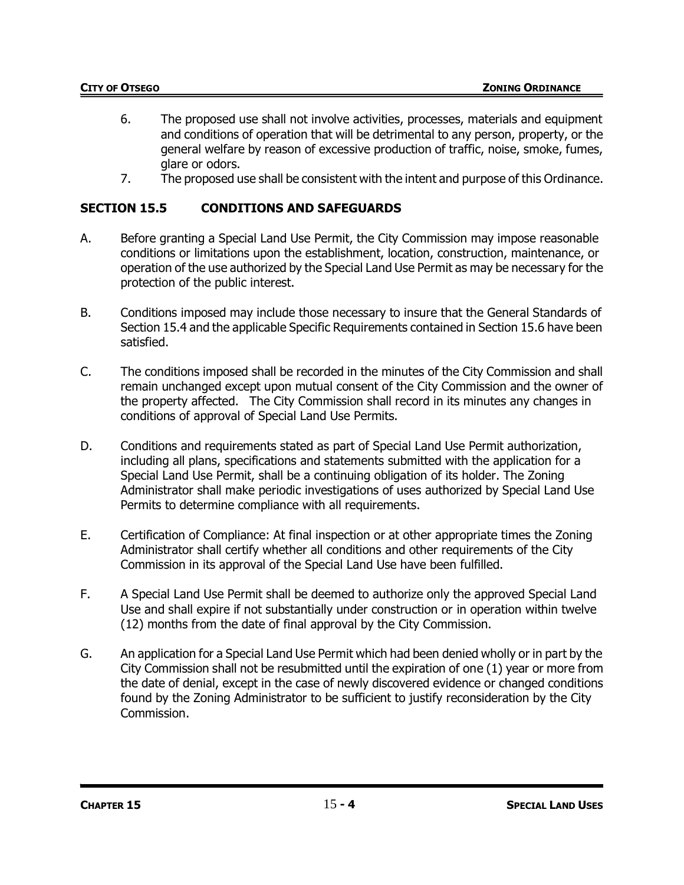6. The proposed use shall not involve activities, processes, materials and equipment and conditions of operation that will be detrimental to any person, property, or the general welfare by reason of excessive production of traffic, noise, smoke, fumes, glare or odors.
7. The proposed use shall be consistent with the intent and purpose of this Ordinance.

## SECTION 15.5 CONDITIONS AND SAFEGUARDS

A. Before granting a Special Land Use Permit, the City Commission may impose reasonable conditions or limitations upon the establishment, location, construction, maintenance, or operation of the use authorized by the Special Land Use Permit as may be necessary for the protection of the public interest.

B. Conditions imposed may include those necessary to insure that the General Standards of Section 15.4 and the applicable Specific Requirements contained in Section 15.6 have been satisfied.

C. The conditions imposed shall be recorded in the minutes of the City Commission and shall remain unchanged except upon mutual consent of the City Commission and the owner of the property affected. The City Commission shall record in its minutes any changes in conditions of approval of Special Land Use Permits.

D. Conditions and requirements stated as part of Special Land Use Permit authorization, including all plans, specifications and statements submitted with the application for a Special Land Use Permit, shall be a continuing obligation of its holder. The Zoning Administrator shall make periodic investigations of uses authorized by Special Land Use Permits to determine compliance with all requirements.

E. Certification of Compliance: At final inspection or at other appropriate times the Zoning Administrator shall certify whether all conditions and other requirements of the City Commission in its approval of the Special Land Use have been fulfilled.

F. A Special Land Use Permit shall be deemed to authorize only the approved Special Land Use and shall expire if not substantially under construction or in operation within twelve (12) months from the date of final approval by the City Commission.

G. An application for a Special Land Use Permit which had been denied wholly or in part by the City Commission shall not be resubmitted until the expiration of one (1) year or more from the date of denial, except in the case of newly discovered evidence or changed conditions found by the Zoning Administrator to be sufficient to justify reconsideration by the City Commission.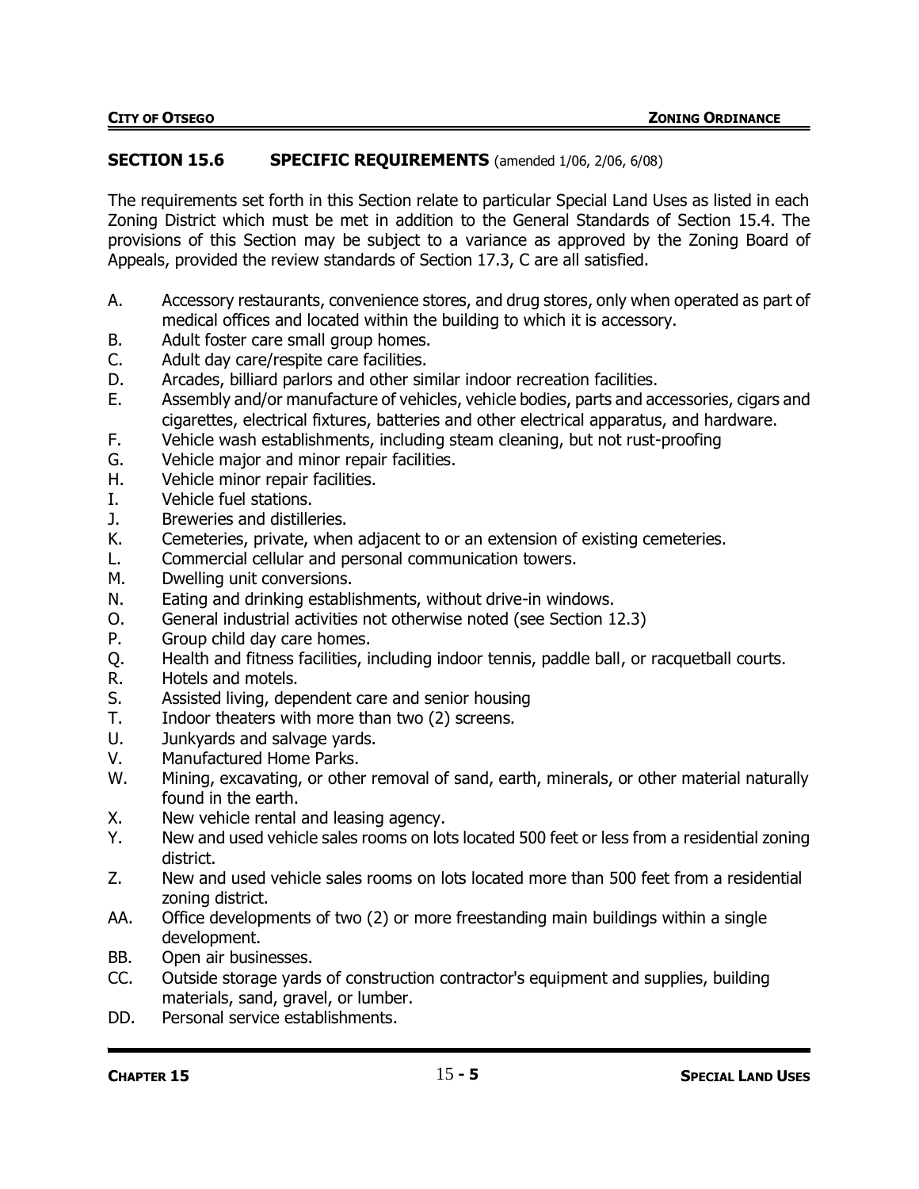## SECTION 15.6 SPECIFIC REQUIREMENTS (amended 1/06, 2/06, 6/08)

The requirements set forth in this Section relate to particular Special Land Uses as listed in each Zoning District which must be met in addition to the General Standards of Section 15.4. The provisions of this Section may be subject to a variance as approved by the Zoning Board of Appeals, provided the review standards of Section 17.3, C are all satisfied.

A. Accessory restaurants, convenience stores, and drug stores, only when operated as part of medical offices and located within the building to which it is accessory.
B. Adult foster care small group homes.
C. Adult day care/respite care facilities.
D. Arcades, billiard parlors and other similar indoor recreation facilities.
E. Assembly and/or manufacture of vehicles, vehicle bodies, parts and accessories, cigars and cigarettes, electrical fixtures, batteries and other electrical apparatus, and hardware.
F. Vehicle wash establishments, including steam cleaning, but not rust-proofing
G. Vehicle major and minor repair facilities.
H. Vehicle minor repair facilities.
I. Vehicle fuel stations.
J. Breweries and distilleries.
K. Cemeteries, private, when adjacent to or an extension of existing cemeteries.
L. Commercial cellular and personal communication towers.
M. Dwelling unit conversions.
N. Eating and drinking establishments, without drive-in windows.
O. General industrial activities not otherwise noted (see Section 12.3)
P. Group child day care homes.
Q. Health and fitness facilities, including indoor tennis, paddle ball, or racquetball courts.
R. Hotels and motels.
S. Assisted living, dependent care and senior housing
T. Indoor theaters with more than two (2) screens.
U. Junkyards and salvage yards.
V. Manufactured Home Parks.
W. Mining, excavating, or other removal of sand, earth, minerals, or other material naturally found in the earth.
X. New vehicle rental and leasing agency.
Y. New and used vehicle sales rooms on lots located 500 feet or less from a residential zoning district.
Z. New and used vehicle sales rooms on lots located more than 500 feet from a residential zoning district.
AA. Office developments of two (2) or more freestanding main buildings within a single development.
BB. Open air businesses.
CC. Outside storage yards of construction contractor's equipment and supplies, building materials, sand, gravel, or lumber.
DD. Personal service establishments.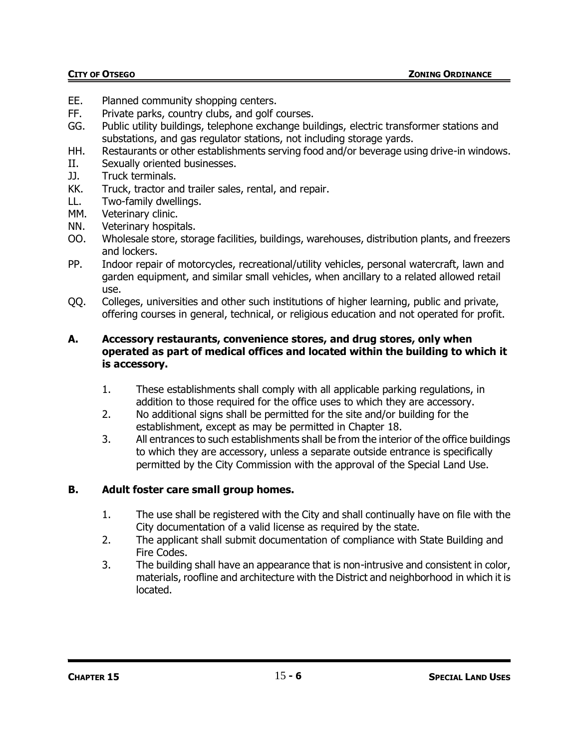EE. Planned community shopping centers.
FF. Private parks, country clubs, and golf courses.
GG. Public utility buildings, telephone exchange buildings, electric transformer stations and substations, and gas regulator stations, not including storage yards.
HH. Restaurants or other establishments serving food and/or beverage using drive-in windows.
II. Sexually oriented businesses.
JJ. Truck terminals.
KK. Truck, tractor and trailer sales, rental, and repair.
LL. Two-family dwellings.
MM. Veterinary clinic.
NN. Veterinary hospitals.
OO. Wholesale store, storage facilities, buildings, warehouses, distribution plants, and freezers and lockers.
PP. Indoor repair of motorcycles, recreational/utility vehicles, personal watercraft, lawn and garden equipment, and similar small vehicles, when ancillary to a related allowed retail use.
QQ. Colleges, universities and other such institutions of higher learning, public and private, offering courses in general, technical, or religious education and not operated for profit.

**A. Accessory restaurants, convenience stores, and drug stores, only when operated as part of medical offices and located within the building to which it is accessory.**

1. These establishments shall comply with all applicable parking regulations, in addition to those required for the office uses to which they are accessory.
2. No additional signs shall be permitted for the site and/or building for the establishment, except as may be permitted in Chapter 18.
3. All entrances to such establishments shall be from the interior of the office buildings to which they are accessory, unless a separate outside entrance is specifically permitted by the City Commission with the approval of the Special Land Use.

**B. Adult foster care small group homes.**

1. The use shall be registered with the City and shall continually have on file with the City documentation of a valid license as required by the state.
2. The applicant shall submit documentation of compliance with State Building and Fire Codes.
3. The building shall have an appearance that is non-intrusive and consistent in color, materials, roofline and architecture with the District and neighborhood in which it is located.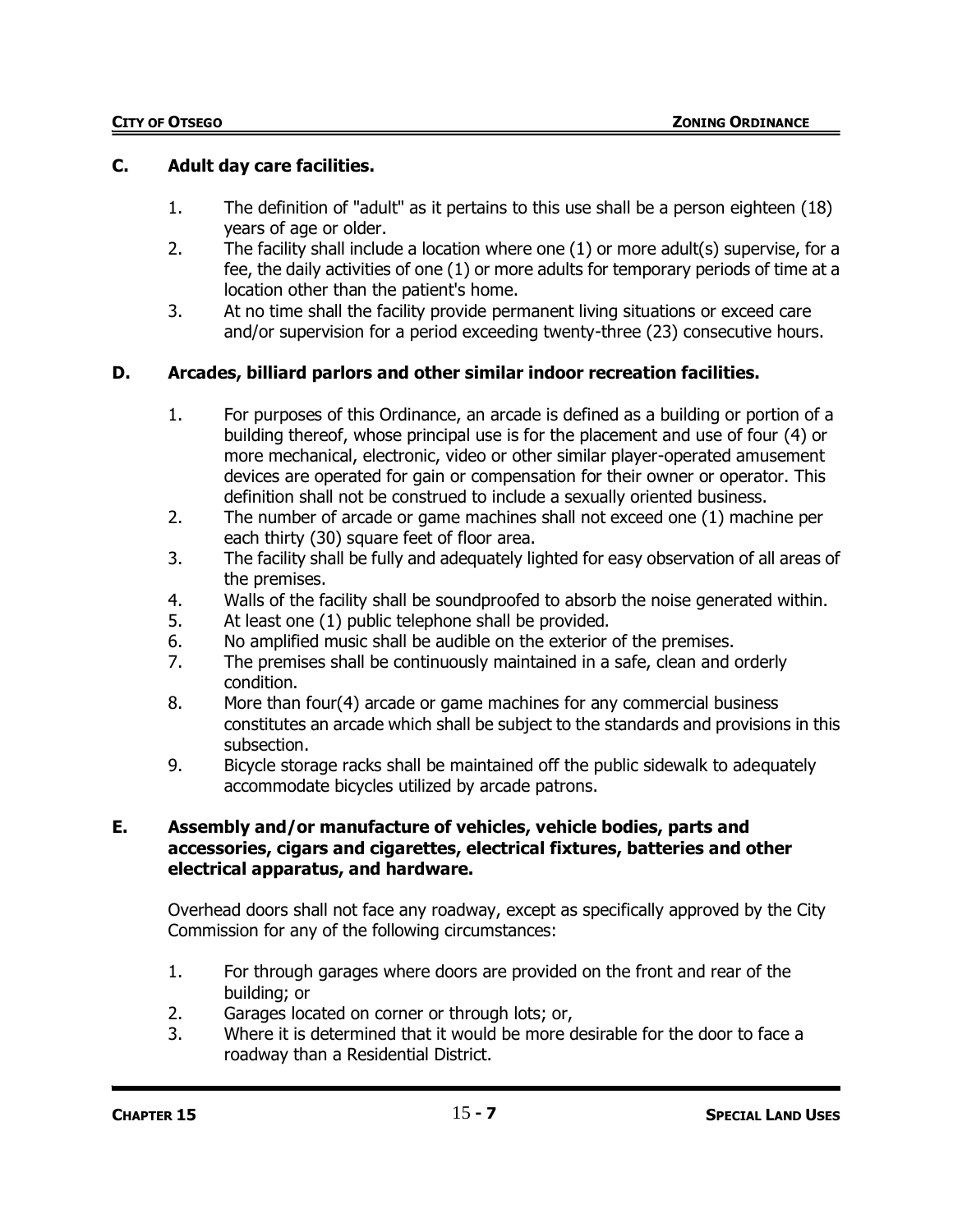### C. Adult day care facilities.

1. The definition of "adult" as it pertains to this use shall be a person eighteen (18) years of age or older.
2. The facility shall include a location where one (1) or more adult(s) supervise, for a fee, the daily activities of one (1) or more adults for temporary periods of time at a location other than the patient's home.
3. At no time shall the facility provide permanent living situations or exceed care and/or supervision for a period exceeding twenty-three (23) consecutive hours.

### D. Arcades, billiard parlors and other similar indoor recreation facilities.

1. For purposes of this Ordinance, an arcade is defined as a building or portion of a building thereof, whose principal use is for the placement and use of four (4) or more mechanical, electronic, video or other similar player-operated amusement devices are operated for gain or compensation for their owner or operator. This definition shall not be construed to include a sexually oriented business.
2. The number of arcade or game machines shall not exceed one (1) machine per each thirty (30) square feet of floor area.
3. The facility shall be fully and adequately lighted for easy observation of all areas of the premises.
4. Walls of the facility shall be soundproofed to absorb the noise generated within.
5. At least one (1) public telephone shall be provided.
6. No amplified music shall be audible on the exterior of the premises.
7. The premises shall be continuously maintained in a safe, clean and orderly condition.
8. More than four(4) arcade or game machines for any commercial business constitutes an arcade which shall be subject to the standards and provisions in this subsection.
9. Bicycle storage racks shall be maintained off the public sidewalk to adequately accommodate bicycles utilized by arcade patrons.

### E. Assembly and/or manufacture of vehicles, vehicle bodies, parts and accessories, cigars and cigarettes, electrical fixtures, batteries and other electrical apparatus, and hardware.

Overhead doors shall not face any roadway, except as specifically approved by the City Commission for any of the following circumstances:

1. For through garages where doors are provided on the front and rear of the building; or
2. Garages located on corner or through lots; or,
3. Where it is determined that it would be more desirable for the door to face a roadway than a Residential District.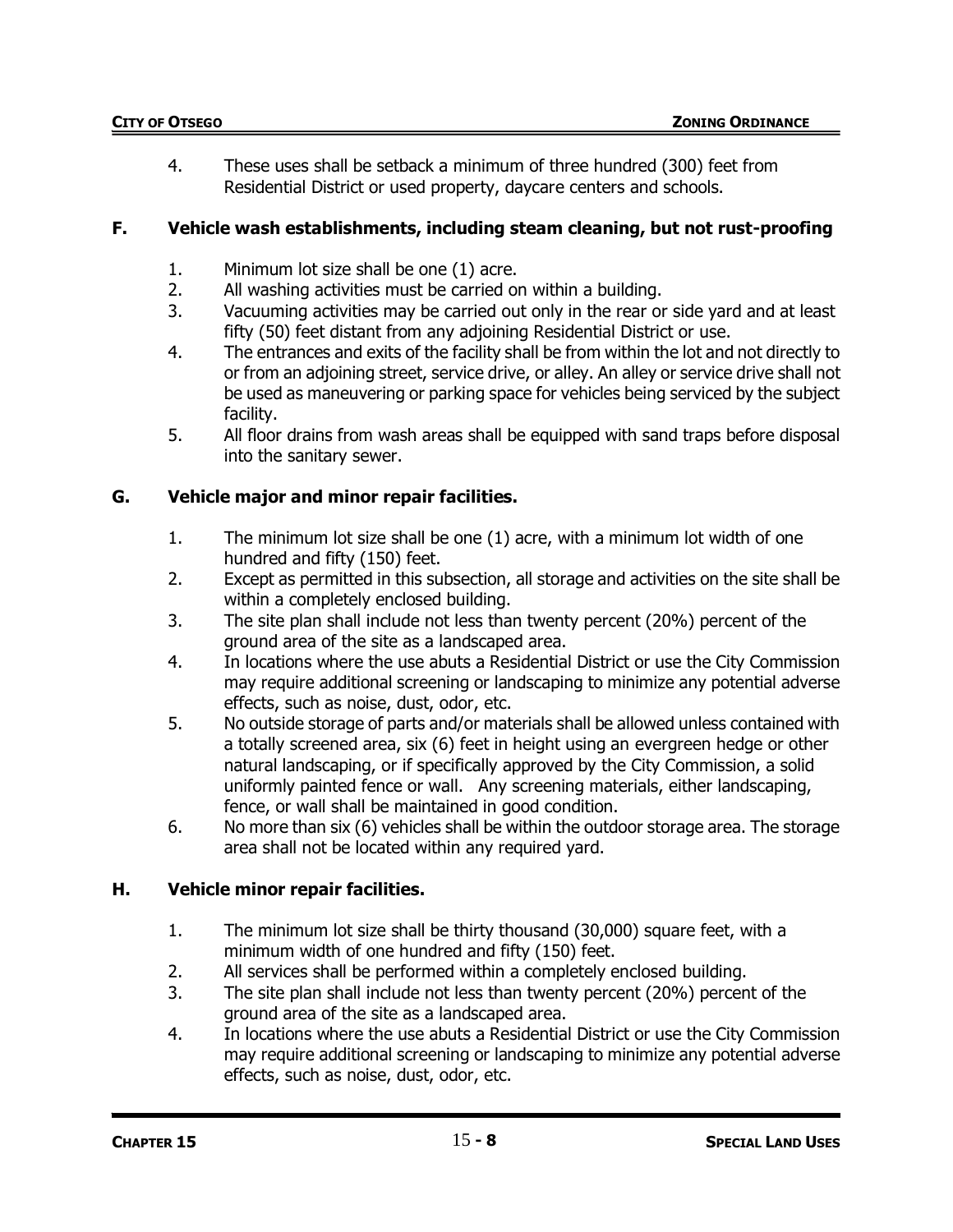4. These uses shall be setback a minimum of three hundred (300) feet from Residential District or used property, daycare centers and schools.

### F. Vehicle wash establishments, including steam cleaning, but not rust-proofing

1. Minimum lot size shall be one (1) acre.
2. All washing activities must be carried on within a building.
3. Vacuuming activities may be carried out only in the rear or side yard and at least fifty (50) feet distant from any adjoining Residential District or use.
4. The entrances and exits of the facility shall be from within the lot and not directly to or from an adjoining street, service drive, or alley. An alley or service drive shall not be used as maneuvering or parking space for vehicles being serviced by the subject facility.
5. All floor drains from wash areas shall be equipped with sand traps before disposal into the sanitary sewer.

### G. Vehicle major and minor repair facilities.

1. The minimum lot size shall be one (1) acre, with a minimum lot width of one hundred and fifty (150) feet.
2. Except as permitted in this subsection, all storage and activities on the site shall be within a completely enclosed building.
3. The site plan shall include not less than twenty percent (20%) percent of the ground area of the site as a landscaped area.
4. In locations where the use abuts a Residential District or use the City Commission may require additional screening or landscaping to minimize any potential adverse effects, such as noise, dust, odor, etc.
5. No outside storage of parts and/or materials shall be allowed unless contained with a totally screened area, six (6) feet in height using an evergreen hedge or other natural landscaping, or if specifically approved by the City Commission, a solid uniformly painted fence or wall. Any screening materials, either landscaping, fence, or wall shall be maintained in good condition.
6. No more than six (6) vehicles shall be within the outdoor storage area. The storage area shall not be located within any required yard.

### H. Vehicle minor repair facilities.

1. The minimum lot size shall be thirty thousand (30,000) square feet, with a minimum width of one hundred and fifty (150) feet.
2. All services shall be performed within a completely enclosed building.
3. The site plan shall include not less than twenty percent (20%) percent of the ground area of the site as a landscaped area.
4. In locations where the use abuts a Residential District or use the City Commission may require additional screening or landscaping to minimize any potential adverse effects, such as noise, dust, odor, etc.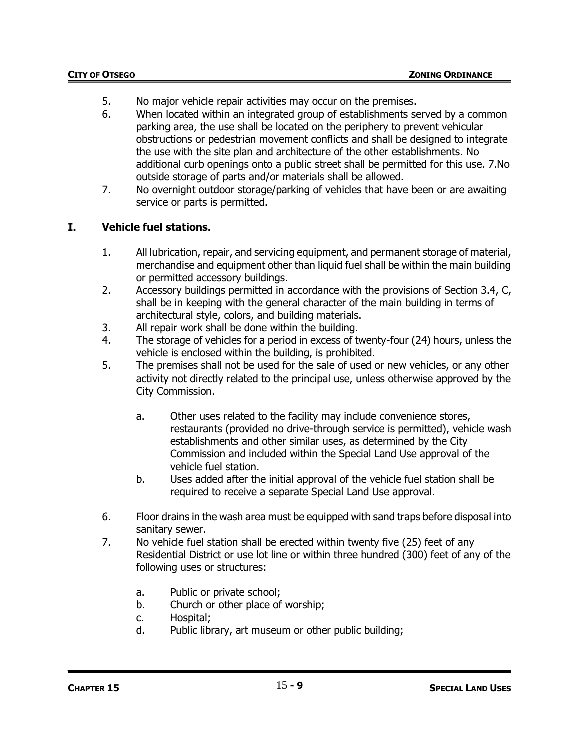5. No major vehicle repair activities may occur on the premises.
6. When located within an integrated group of establishments served by a common parking area, the use shall be located on the periphery to prevent vehicular obstructions or pedestrian movement conflicts and shall be designed to integrate the use with the site plan and architecture of the other establishments. No additional curb openings onto a public street shall be permitted for this use. 7.No outside storage of parts and/or materials shall be allowed.
7. No overnight outdoor storage/parking of vehicles that have been or are awaiting service or parts is permitted.

## I. Vehicle fuel stations.

1. All lubrication, repair, and servicing equipment, and permanent storage of material, merchandise and equipment other than liquid fuel shall be within the main building or permitted accessory buildings.
2. Accessory buildings permitted in accordance with the provisions of Section 3.4, C, shall be in keeping with the general character of the main building in terms of architectural style, colors, and building materials.
3. All repair work shall be done within the building.
4. The storage of vehicles for a period in excess of twenty-four (24) hours, unless the vehicle is enclosed within the building, is prohibited.
5. The premises shall not be used for the sale of used or new vehicles, or any other activity not directly related to the principal use, unless otherwise approved by the City Commission.

   a. Other uses related to the facility may include convenience stores, restaurants (provided no drive-through service is permitted), vehicle wash establishments and other similar uses, as determined by the City Commission and included within the Special Land Use approval of the vehicle fuel station.
   b. Uses added after the initial approval of the vehicle fuel station shall be required to receive a separate Special Land Use approval.

6. Floor drains in the wash area must be equipped with sand traps before disposal into sanitary sewer.
7. No vehicle fuel station shall be erected within twenty five (25) feet of any Residential District or use lot line or within three hundred (300) feet of any of the following uses or structures:

   a. Public or private school;
   b. Church or other place of worship;
   c. Hospital;
   d. Public library, art museum or other public building;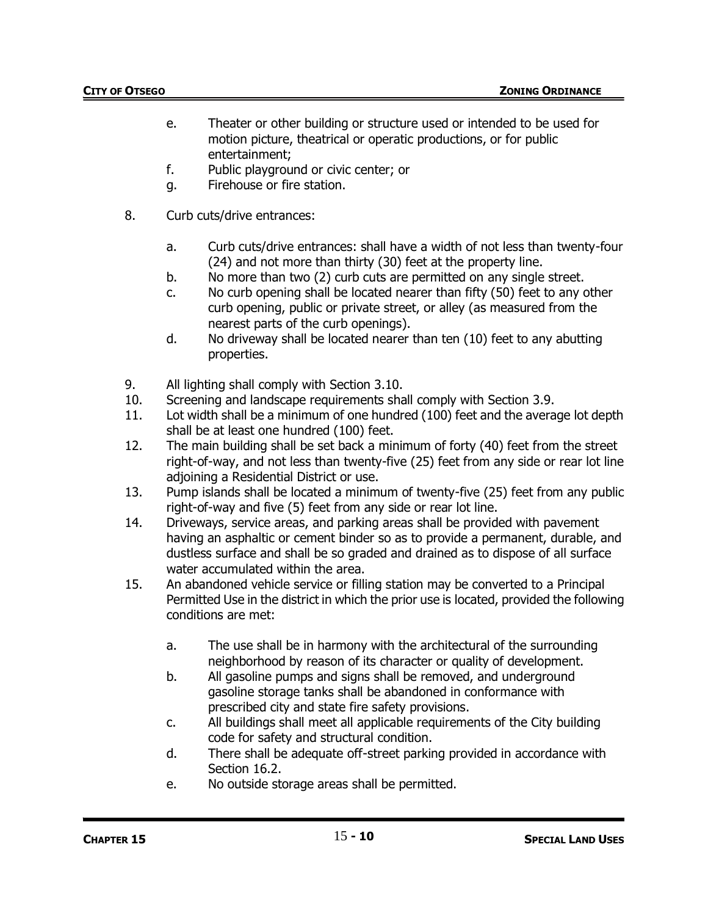e. Theater or other building or structure used or intended to be used for motion picture, theatrical or operatic productions, or for public entertainment;
   f. Public playground or civic center; or
   g. Firehouse or fire station.

8. Curb cuts/drive entrances:

   a. Curb cuts/drive entrances: shall have a width of not less than twenty-four (24) and not more than thirty (30) feet at the property line.
   b. No more than two (2) curb cuts are permitted on any single street.
   c. No curb opening shall be located nearer than fifty (50) feet to any other curb opening, public or private street, or alley (as measured from the nearest parts of the curb openings).
   d. No driveway shall be located nearer than ten (10) feet to any abutting properties.

9. All lighting shall comply with Section 3.10.
10. Screening and landscape requirements shall comply with Section 3.9.
11. Lot width shall be a minimum of one hundred (100) feet and the average lot depth shall be at least one hundred (100) feet.
12. The main building shall be set back a minimum of forty (40) feet from the street right-of-way, and not less than twenty-five (25) feet from any side or rear lot line adjoining a Residential District or use.
13. Pump islands shall be located a minimum of twenty-five (25) feet from any public right-of-way and five (5) feet from any side or rear lot line.
14. Driveways, service areas, and parking areas shall be provided with pavement having an asphaltic or cement binder so as to provide a permanent, durable, and dustless surface and shall be so graded and drained as to dispose of all surface water accumulated within the area.
15. An abandoned vehicle service or filling station may be converted to a Principal Permitted Use in the district in which the prior use is located, provided the following conditions are met:

   a. The use shall be in harmony with the architectural of the surrounding neighborhood by reason of its character or quality of development.
   b. All gasoline pumps and signs shall be removed, and underground gasoline storage tanks shall be abandoned in conformance with prescribed city and state fire safety provisions.
   c. All buildings shall meet all applicable requirements of the City building code for safety and structural condition.
   d. There shall be adequate off-street parking provided in accordance with Section 16.2.
   e. No outside storage areas shall be permitted.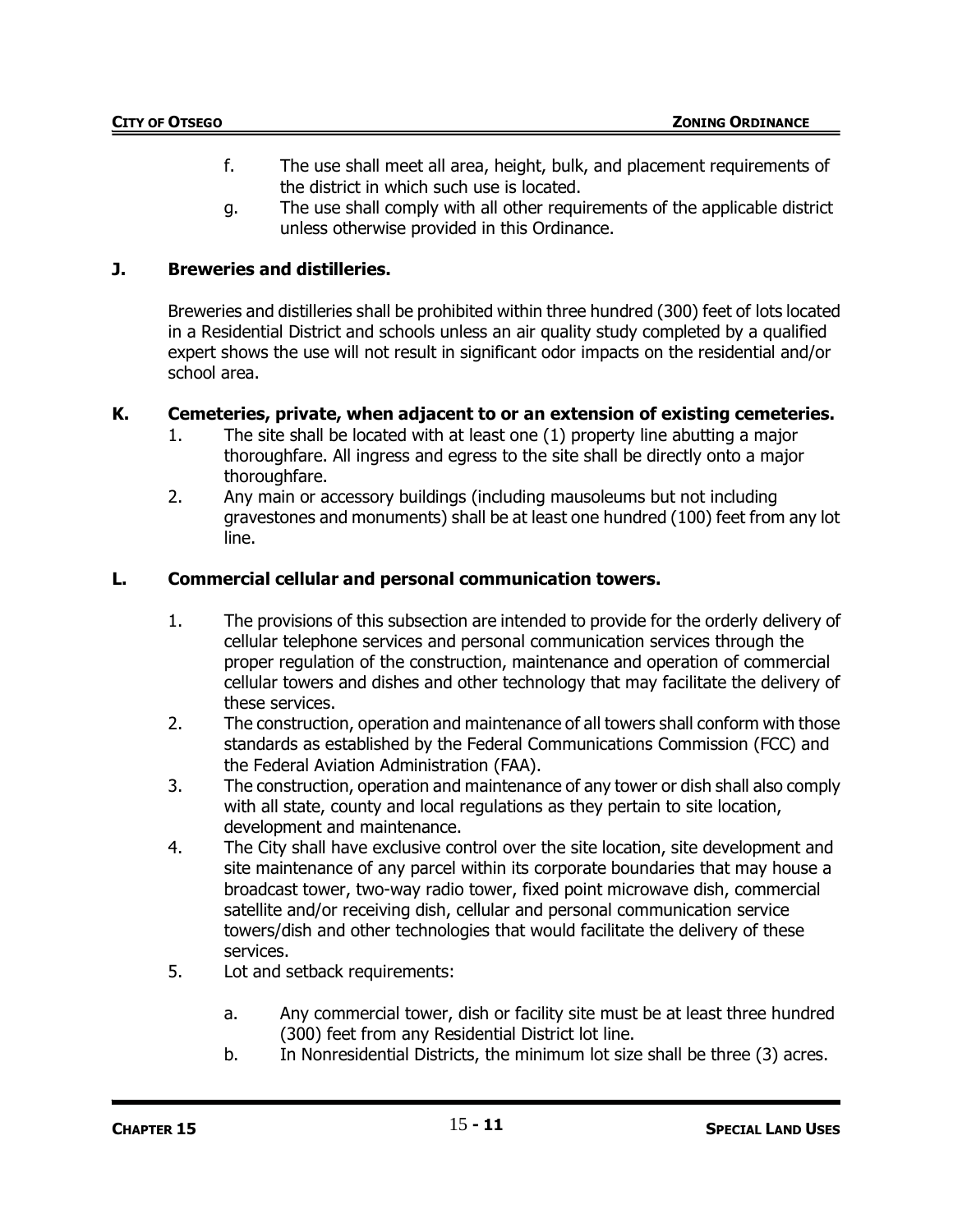f. The use shall meet all area, height, bulk, and placement requirements of the district in which such use is located.

g. The use shall comply with all other requirements of the applicable district unless otherwise provided in this Ordinance.

### J. Breweries and distilleries.

Breweries and distilleries shall be prohibited within three hundred (300) feet of lots located in a Residential District and schools unless an air quality study completed by a qualified expert shows the use will not result in significant odor impacts on the residential and/or school area.

### K. Cemeteries, private, when adjacent to or an extension of existing cemeteries.

1. The site shall be located with at least one (1) property line abutting a major thoroughfare. All ingress and egress to the site shall be directly onto a major thoroughfare.
2. Any main or accessory buildings (including mausoleums but not including gravestones and monuments) shall be at least one hundred (100) feet from any lot line.

### L. Commercial cellular and personal communication towers.

1. The provisions of this subsection are intended to provide for the orderly delivery of cellular telephone services and personal communication services through the proper regulation of the construction, maintenance and operation of commercial cellular towers and dishes and other technology that may facilitate the delivery of these services.
2. The construction, operation and maintenance of all towers shall conform with those standards as established by the Federal Communications Commission (FCC) and the Federal Aviation Administration (FAA).
3. The construction, operation and maintenance of any tower or dish shall also comply with all state, county and local regulations as they pertain to site location, development and maintenance.
4. The City shall have exclusive control over the site location, site development and site maintenance of any parcel within its corporate boundaries that may house a broadcast tower, two-way radio tower, fixed point microwave dish, commercial satellite and/or receiving dish, cellular and personal communication service towers/dish and other technologies that would facilitate the delivery of these services.
5. Lot and setback requirements:

   a. Any commercial tower, dish or facility site must be at least three hundred (300) feet from any Residential District lot line.

   b. In Nonresidential Districts, the minimum lot size shall be three (3) acres.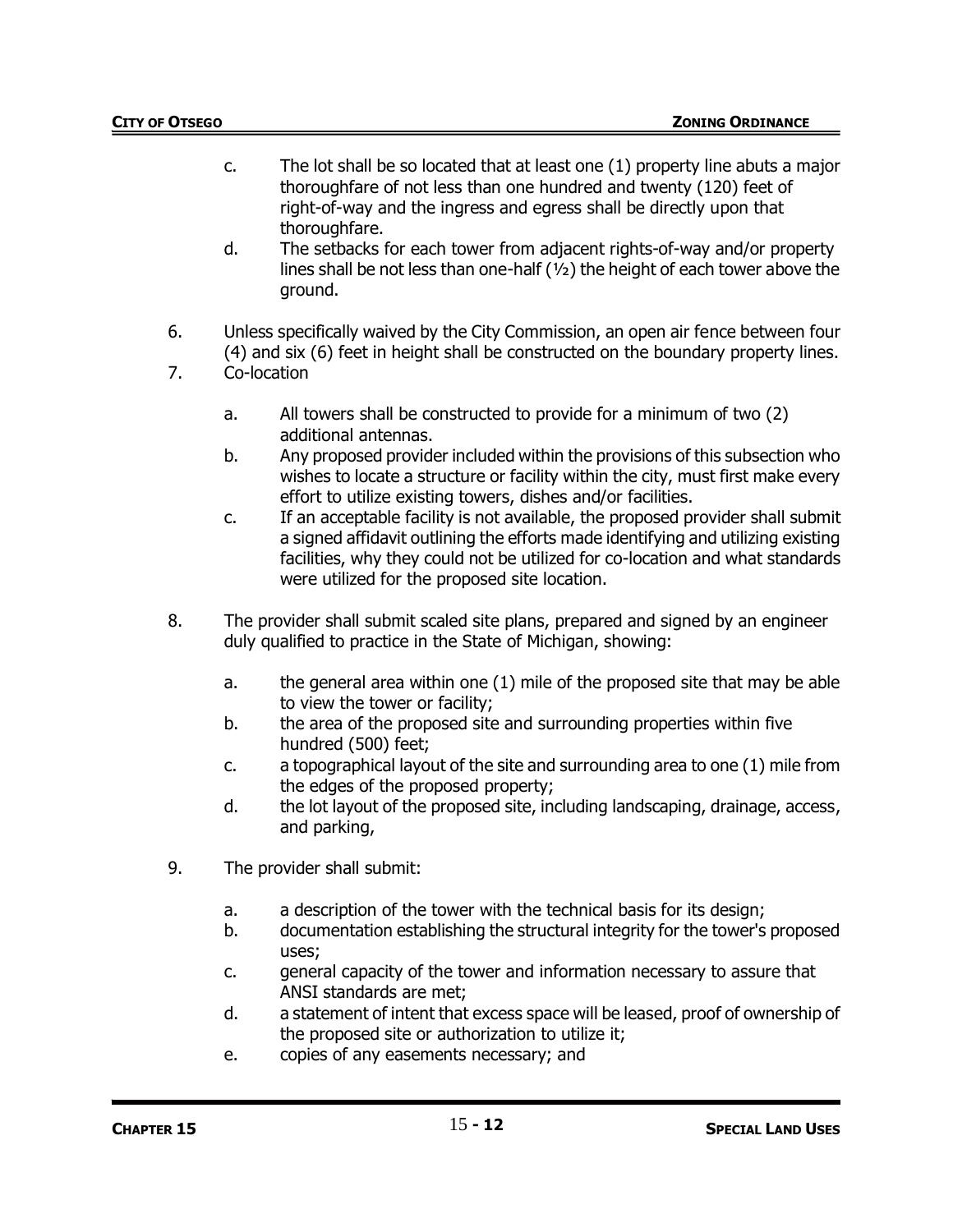c. The lot shall be so located that at least one (1) property line abuts a major thoroughfare of not less than one hundred and twenty (120) feet of right-of-way and the ingress and egress shall be directly upon that thoroughfare.

d. The setbacks for each tower from adjacent rights-of-way and/or property lines shall be not less than one-half (½) the height of each tower above the ground.

6. Unless specifically waived by the City Commission, an open air fence between four (4) and six (6) feet in height shall be constructed on the boundary property lines.

7. Co-location

   a. All towers shall be constructed to provide for a minimum of two (2) additional antennas.

   b. Any proposed provider included within the provisions of this subsection who wishes to locate a structure or facility within the city, must first make every effort to utilize existing towers, dishes and/or facilities.

   c. If an acceptable facility is not available, the proposed provider shall submit a signed affidavit outlining the efforts made identifying and utilizing existing facilities, why they could not be utilized for co-location and what standards were utilized for the proposed site location.

8. The provider shall submit scaled site plans, prepared and signed by an engineer duly qualified to practice in the State of Michigan, showing:

   a. the general area within one (1) mile of the proposed site that may be able to view the tower or facility;

   b. the area of the proposed site and surrounding properties within five hundred (500) feet;

   c. a topographical layout of the site and surrounding area to one (1) mile from the edges of the proposed property;

   d. the lot layout of the proposed site, including landscaping, drainage, access, and parking,

9. The provider shall submit:

   a. a description of the tower with the technical basis for its design;

   b. documentation establishing the structural integrity for the tower's proposed uses;

   c. general capacity of the tower and information necessary to assure that ANSI standards are met;

   d. a statement of intent that excess space will be leased, proof of ownership of the proposed site or authorization to utilize it;

   e. copies of any easements necessary; and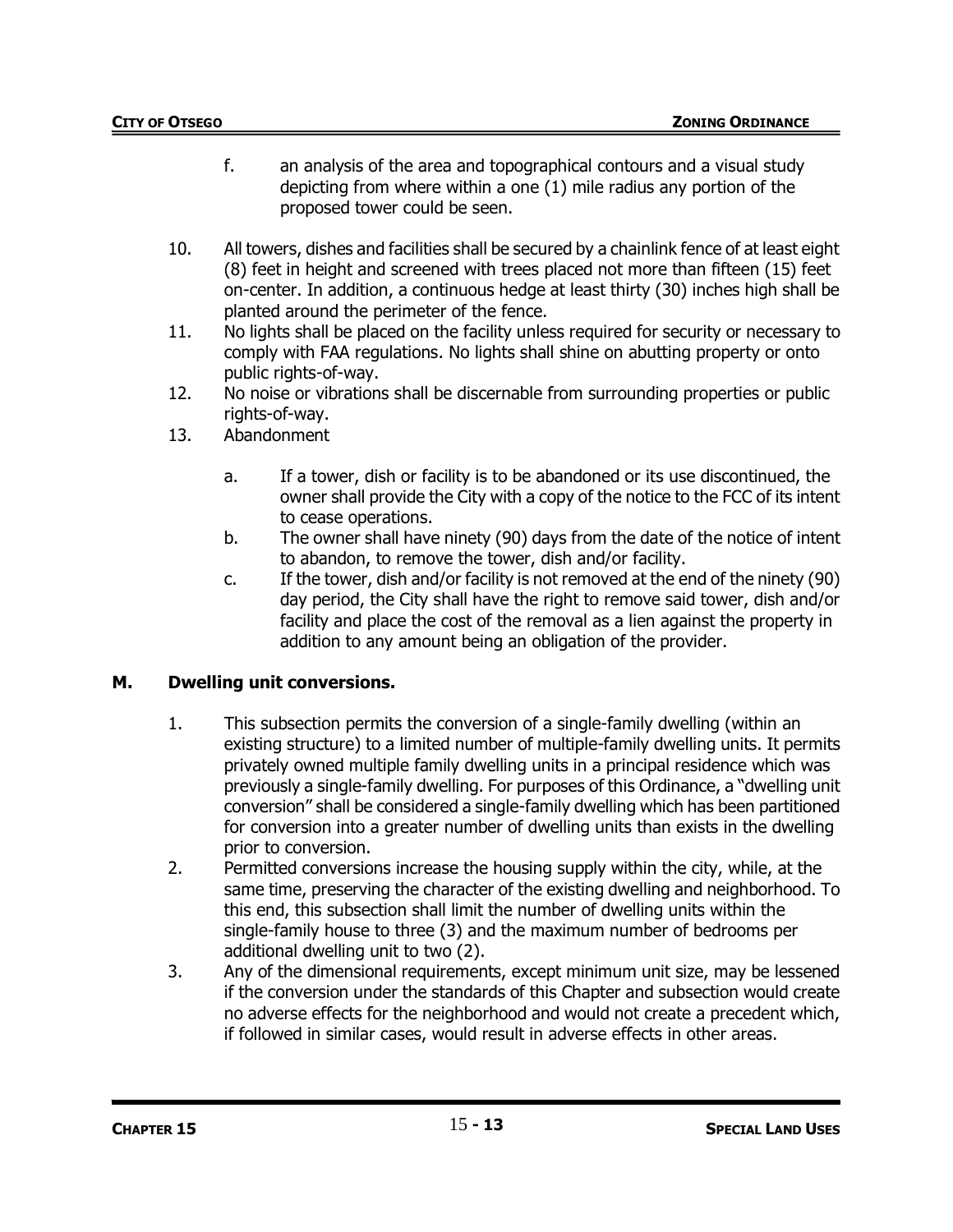f. an analysis of the area and topographical contours and a visual study depicting from where within a one (1) mile radius any portion of the proposed tower could be seen.

10. All towers, dishes and facilities shall be secured by a chainlink fence of at least eight (8) feet in height and screened with trees placed not more than fifteen (15) feet on-center. In addition, a continuous hedge at least thirty (30) inches high shall be planted around the perimeter of the fence.
11. No lights shall be placed on the facility unless required for security or necessary to comply with FAA regulations. No lights shall shine on abutting property or onto public rights-of-way.
12. No noise or vibrations shall be discernable from surrounding properties or public rights-of-way.
13. Abandonment

    a. If a tower, dish or facility is to be abandoned or its use discontinued, the owner shall provide the City with a copy of the notice to the FCC of its intent to cease operations.
    b. The owner shall have ninety (90) days from the date of the notice of intent to abandon, to remove the tower, dish and/or facility.
    c. If the tower, dish and/or facility is not removed at the end of the ninety (90) day period, the City shall have the right to remove said tower, dish and/or facility and place the cost of the removal as a lien against the property in addition to any amount being an obligation of the provider.

## M. Dwelling unit conversions.

1. This subsection permits the conversion of a single-family dwelling (within an existing structure) to a limited number of multiple-family dwelling units. It permits privately owned multiple family dwelling units in a principal residence which was previously a single-family dwelling. For purposes of this Ordinance, a "dwelling unit conversion" shall be considered a single-family dwelling which has been partitioned for conversion into a greater number of dwelling units than exists in the dwelling prior to conversion.
2. Permitted conversions increase the housing supply within the city, while, at the same time, preserving the character of the existing dwelling and neighborhood. To this end, this subsection shall limit the number of dwelling units within the single-family house to three (3) and the maximum number of bedrooms per additional dwelling unit to two (2).
3. Any of the dimensional requirements, except minimum unit size, may be lessened if the conversion under the standards of this Chapter and subsection would create no adverse effects for the neighborhood and would not create a precedent which, if followed in similar cases, would result in adverse effects in other areas.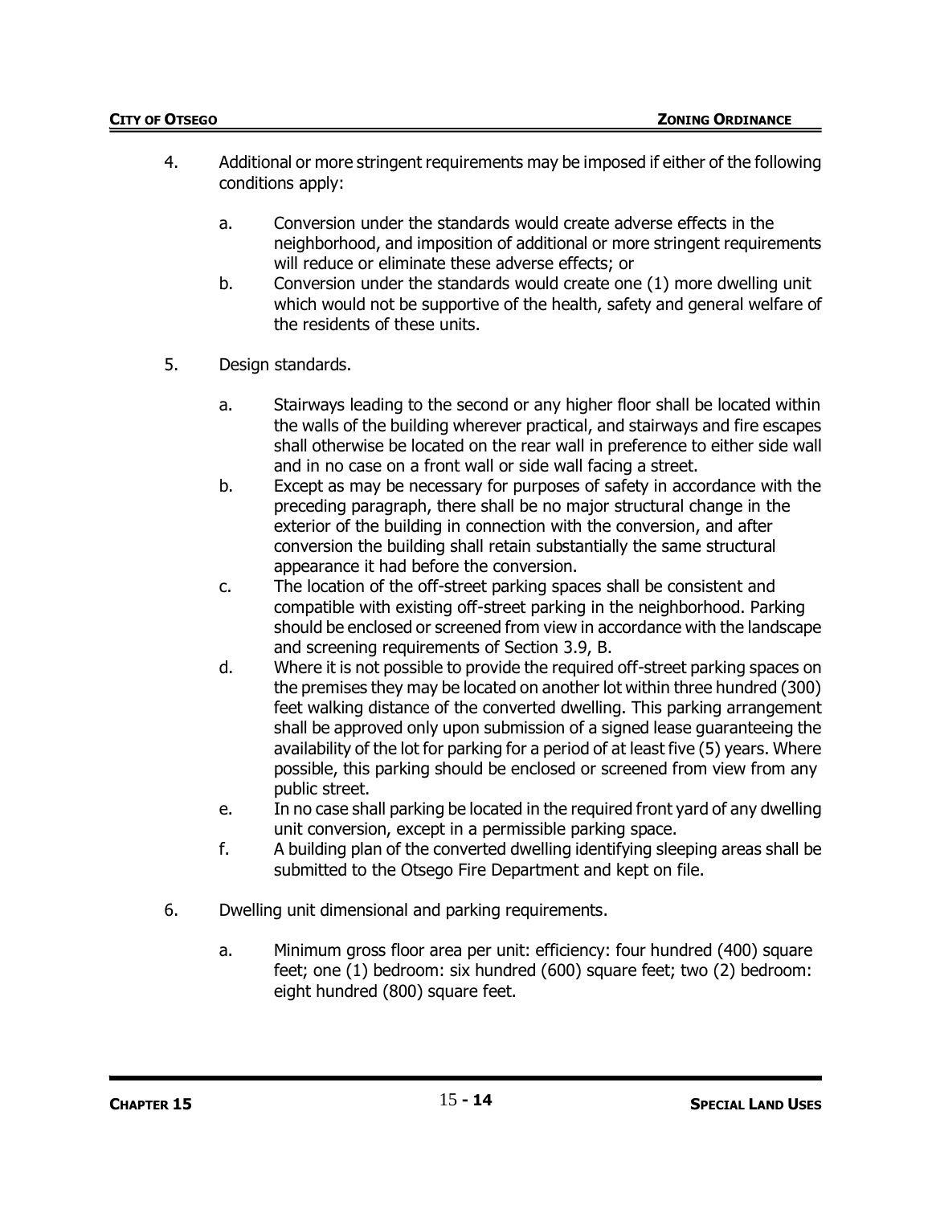4. Additional or more stringent requirements may be imposed if either of the following conditions apply:

   a. Conversion under the standards would create adverse effects in the neighborhood, and imposition of additional or more stringent requirements will reduce or eliminate these adverse effects; or
   b. Conversion under the standards would create one (1) more dwelling unit which would not be supportive of the health, safety and general welfare of the residents of these units.

5. Design standards.

   a. Stairways leading to the second or any higher floor shall be located within the walls of the building wherever practical, and stairways and fire escapes shall otherwise be located on the rear wall in preference to either side wall and in no case on a front wall or side wall facing a street.
   b. Except as may be necessary for purposes of safety in accordance with the preceding paragraph, there shall be no major structural change in the exterior of the building in connection with the conversion, and after conversion the building shall retain substantially the same structural appearance it had before the conversion.
   c. The location of the off-street parking spaces shall be consistent and compatible with existing off-street parking in the neighborhood. Parking should be enclosed or screened from view in accordance with the landscape and screening requirements of Section 3.9, B.
   d. Where it is not possible to provide the required off-street parking spaces on the premises they may be located on another lot within three hundred (300) feet walking distance of the converted dwelling. This parking arrangement shall be approved only upon submission of a signed lease guaranteeing the availability of the lot for parking for a period of at least five (5) years. Where possible, this parking should be enclosed or screened from view from any public street.
   e. In no case shall parking be located in the required front yard of any dwelling unit conversion, except in a permissible parking space.
   f. A building plan of the converted dwelling identifying sleeping areas shall be submitted to the Otsego Fire Department and kept on file.

6. Dwelling unit dimensional and parking requirements.

   a. Minimum gross floor area per unit: efficiency: four hundred (400) square feet; one (1) bedroom: six hundred (600) square feet; two (2) bedroom: eight hundred (800) square feet.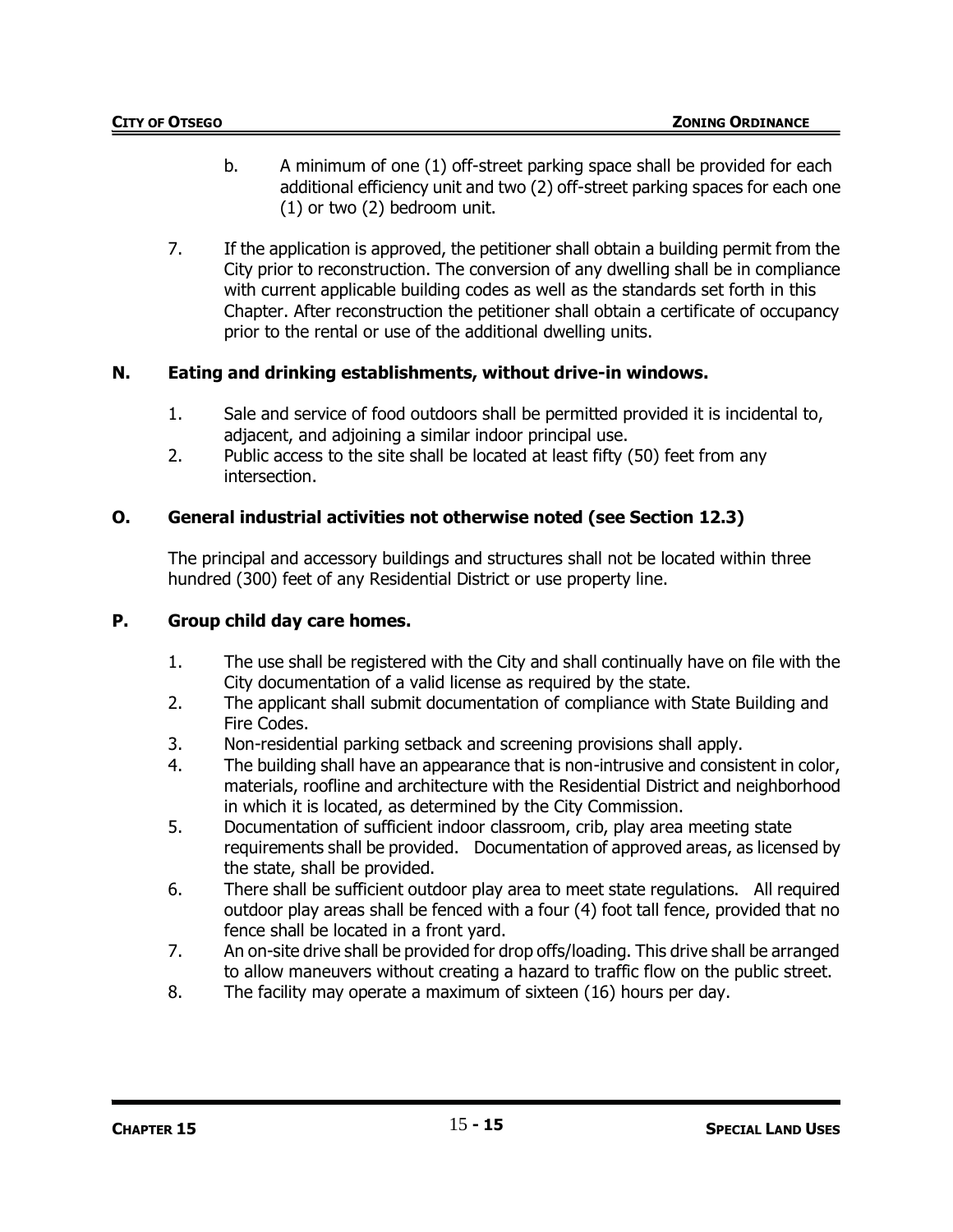b. A minimum of one (1) off-street parking space shall be provided for each additional efficiency unit and two (2) off-street parking spaces for each one (1) or two (2) bedroom unit.

7. If the application is approved, the petitioner shall obtain a building permit from the City prior to reconstruction. The conversion of any dwelling shall be in compliance with current applicable building codes as well as the standards set forth in this Chapter. After reconstruction the petitioner shall obtain a certificate of occupancy prior to the rental or use of the additional dwelling units.

**N. Eating and drinking establishments, without drive-in windows.**

1. Sale and service of food outdoors shall be permitted provided it is incidental to, adjacent, and adjoining a similar indoor principal use.
2. Public access to the site shall be located at least fifty (50) feet from any intersection.

**O. General industrial activities not otherwise noted (see Section 12.3)**

The principal and accessory buildings and structures shall not be located within three hundred (300) feet of any Residential District or use property line.

**P. Group child day care homes.**

1. The use shall be registered with the City and shall continually have on file with the City documentation of a valid license as required by the state.
2. The applicant shall submit documentation of compliance with State Building and Fire Codes.
3. Non-residential parking setback and screening provisions shall apply.
4. The building shall have an appearance that is non-intrusive and consistent in color, materials, roofline and architecture with the Residential District and neighborhood in which it is located, as determined by the City Commission.
5. Documentation of sufficient indoor classroom, crib, play area meeting state requirements shall be provided. Documentation of approved areas, as licensed by the state, shall be provided.
6. There shall be sufficient outdoor play area to meet state regulations. All required outdoor play areas shall be fenced with a four (4) foot tall fence, provided that no fence shall be located in a front yard.
7. An on-site drive shall be provided for drop offs/loading. This drive shall be arranged to allow maneuvers without creating a hazard to traffic flow on the public street.
8. The facility may operate a maximum of sixteen (16) hours per day.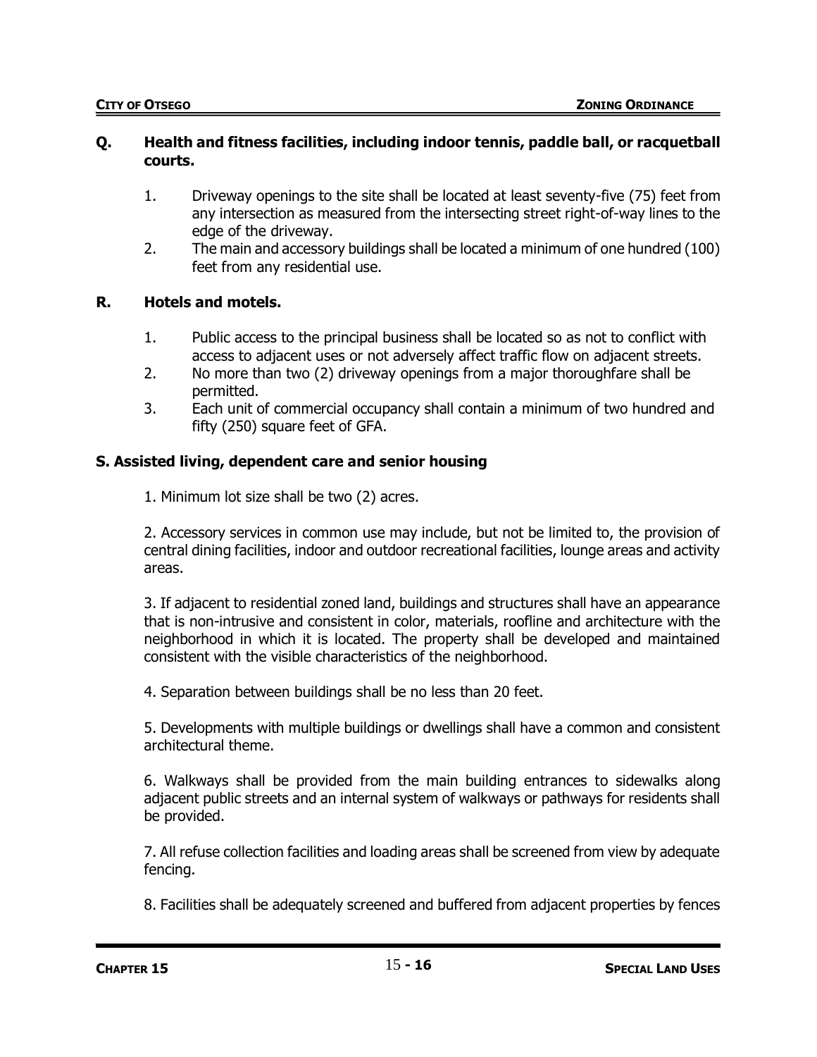### Q. Health and fitness facilities, including indoor tennis, paddle ball, or racquetball courts.

1. Driveway openings to the site shall be located at least seventy-five (75) feet from any intersection as measured from the intersecting street right-of-way lines to the edge of the driveway.
2. The main and accessory buildings shall be located a minimum of one hundred (100) feet from any residential use.

### R. Hotels and motels.

1. Public access to the principal business shall be located so as not to conflict with access to adjacent uses or not adversely affect traffic flow on adjacent streets.
2. No more than two (2) driveway openings from a major thoroughfare shall be permitted.
3. Each unit of commercial occupancy shall contain a minimum of two hundred and fifty (250) square feet of GFA.

### S. Assisted living, dependent care and senior housing

1. Minimum lot size shall be two (2) acres.

2. Accessory services in common use may include, but not be limited to, the provision of central dining facilities, indoor and outdoor recreational facilities, lounge areas and activity areas.

3. If adjacent to residential zoned land, buildings and structures shall have an appearance that is non-intrusive and consistent in color, materials, roofline and architecture with the neighborhood in which it is located. The property shall be developed and maintained consistent with the visible characteristics of the neighborhood.

4. Separation between buildings shall be no less than 20 feet.

5. Developments with multiple buildings or dwellings shall have a common and consistent architectural theme.

6. Walkways shall be provided from the main building entrances to sidewalks along adjacent public streets and an internal system of walkways or pathways for residents shall be provided.

7. All refuse collection facilities and loading areas shall be screened from view by adequate fencing.

8. Facilities shall be adequately screened and buffered from adjacent properties by fences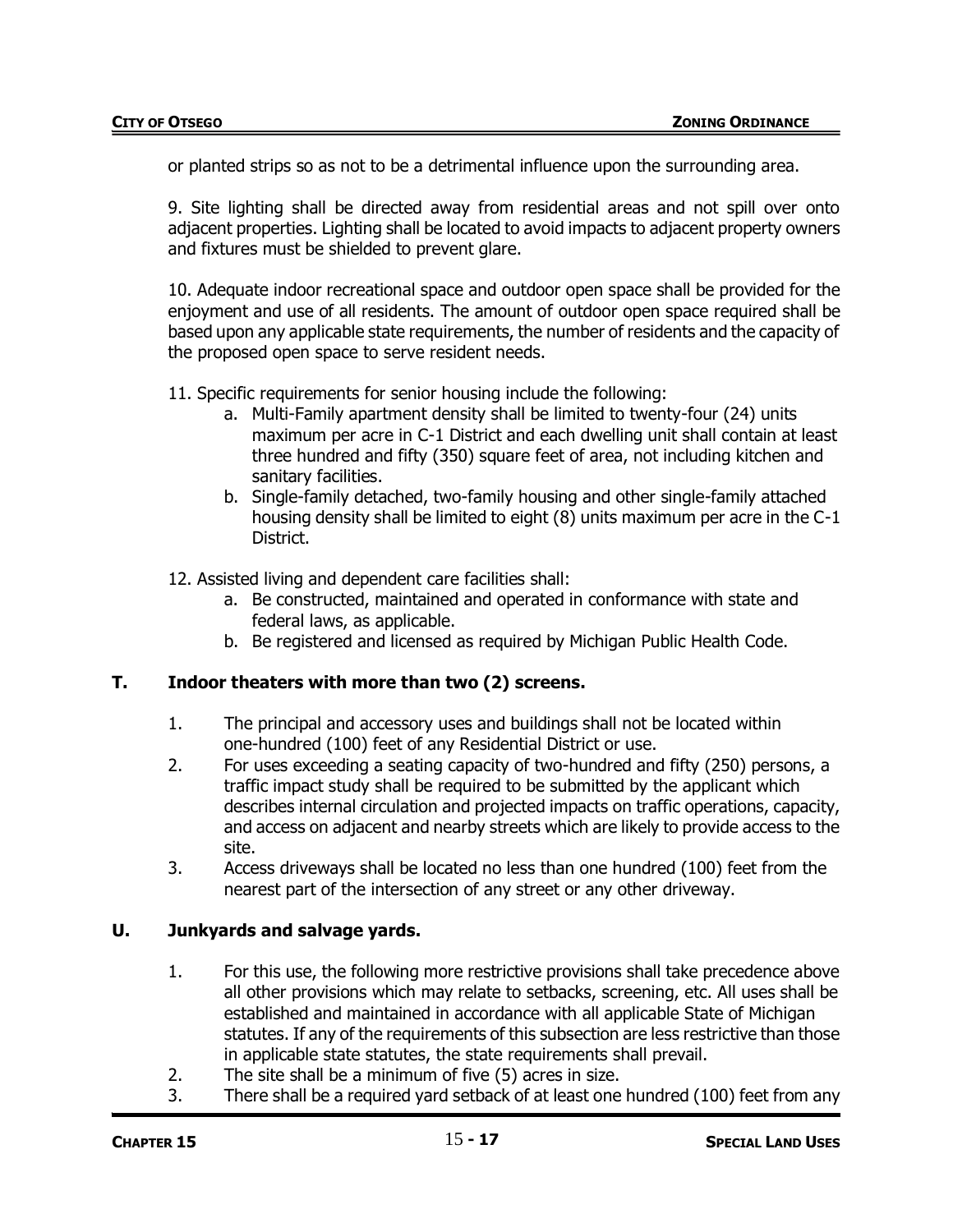or planted strips so as not to be a detrimental influence upon the surrounding area.

9. Site lighting shall be directed away from residential areas and not spill over onto adjacent properties. Lighting shall be located to avoid impacts to adjacent property owners and fixtures must be shielded to prevent glare.

10. Adequate indoor recreational space and outdoor open space shall be provided for the enjoyment and use of all residents. The amount of outdoor open space required shall be based upon any applicable state requirements, the number of residents and the capacity of the proposed open space to serve resident needs.

11. Specific requirements for senior housing include the following:

a. Multi-Family apartment density shall be limited to twenty-four (24) units maximum per acre in C-1 District and each dwelling unit shall contain at least three hundred and fifty (350) square feet of area, not including kitchen and sanitary facilities.
b. Single-family detached, two-family housing and other single-family attached housing density shall be limited to eight (8) units maximum per acre in the C-1 District.

12. Assisted living and dependent care facilities shall:

a. Be constructed, maintained and operated in conformance with state and federal laws, as applicable.
b. Be registered and licensed as required by Michigan Public Health Code.

## T. Indoor theaters with more than two (2) screens.

1. The principal and accessory uses and buildings shall not be located within one-hundred (100) feet of any Residential District or use.
2. For uses exceeding a seating capacity of two-hundred and fifty (250) persons, a traffic impact study shall be required to be submitted by the applicant which describes internal circulation and projected impacts on traffic operations, capacity, and access on adjacent and nearby streets which are likely to provide access to the site.
3. Access driveways shall be located no less than one hundred (100) feet from the nearest part of the intersection of any street or any other driveway.

## U. Junkyards and salvage yards.

1. For this use, the following more restrictive provisions shall take precedence above all other provisions which may relate to setbacks, screening, etc. All uses shall be established and maintained in accordance with all applicable State of Michigan statutes. If any of the requirements of this subsection are less restrictive than those in applicable state statutes, the state requirements shall prevail.
2. The site shall be a minimum of five (5) acres in size.
3. There shall be a required yard setback of at least one hundred (100) feet from any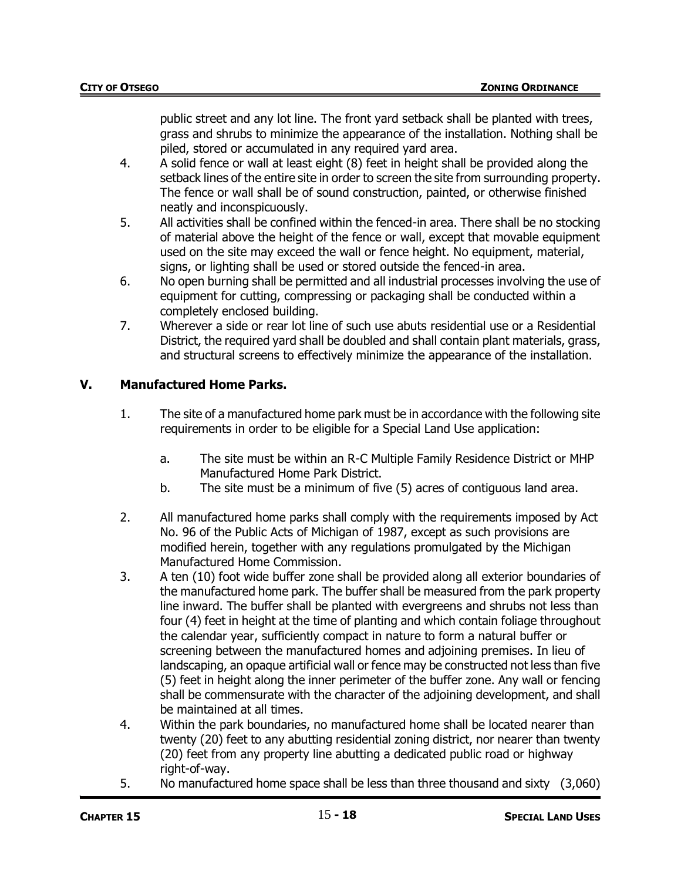public street and any lot line. The front yard setback shall be planted with trees, grass and shrubs to minimize the appearance of the installation. Nothing shall be piled, stored or accumulated in any required yard area.

4. A solid fence or wall at least eight (8) feet in height shall be provided along the setback lines of the entire site in order to screen the site from surrounding property. The fence or wall shall be of sound construction, painted, or otherwise finished neatly and inconspicuously.
5. All activities shall be confined within the fenced-in area. There shall be no stocking of material above the height of the fence or wall, except that movable equipment used on the site may exceed the wall or fence height. No equipment, material, signs, or lighting shall be used or stored outside the fenced-in area.
6. No open burning shall be permitted and all industrial processes involving the use of equipment for cutting, compressing or packaging shall be conducted within a completely enclosed building.
7. Wherever a side or rear lot line of such use abuts residential use or a Residential District, the required yard shall be doubled and shall contain plant materials, grass, and structural screens to effectively minimize the appearance of the installation.

## V. Manufactured Home Parks.

1. The site of a manufactured home park must be in accordance with the following site requirements in order to be eligible for a Special Land Use application:

   a. The site must be within an R-C Multiple Family Residence District or MHP Manufactured Home Park District.
   b. The site must be a minimum of five (5) acres of contiguous land area.

2. All manufactured home parks shall comply with the requirements imposed by Act No. 96 of the Public Acts of Michigan of 1987, except as such provisions are modified herein, together with any regulations promulgated by the Michigan Manufactured Home Commission.
3. A ten (10) foot wide buffer zone shall be provided along all exterior boundaries of the manufactured home park. The buffer shall be measured from the park property line inward. The buffer shall be planted with evergreens and shrubs not less than four (4) feet in height at the time of planting and which contain foliage throughout the calendar year, sufficiently compact in nature to form a natural buffer or screening between the manufactured homes and adjoining premises. In lieu of landscaping, an opaque artificial wall or fence may be constructed not less than five (5) feet in height along the inner perimeter of the buffer zone. Any wall or fencing shall be commensurate with the character of the adjoining development, and shall be maintained at all times.
4. Within the park boundaries, no manufactured home shall be located nearer than twenty (20) feet to any abutting residential zoning district, nor nearer than twenty (20) feet from any property line abutting a dedicated public road or highway right-of-way.
5. No manufactured home space shall be less than three thousand and sixty (3,060)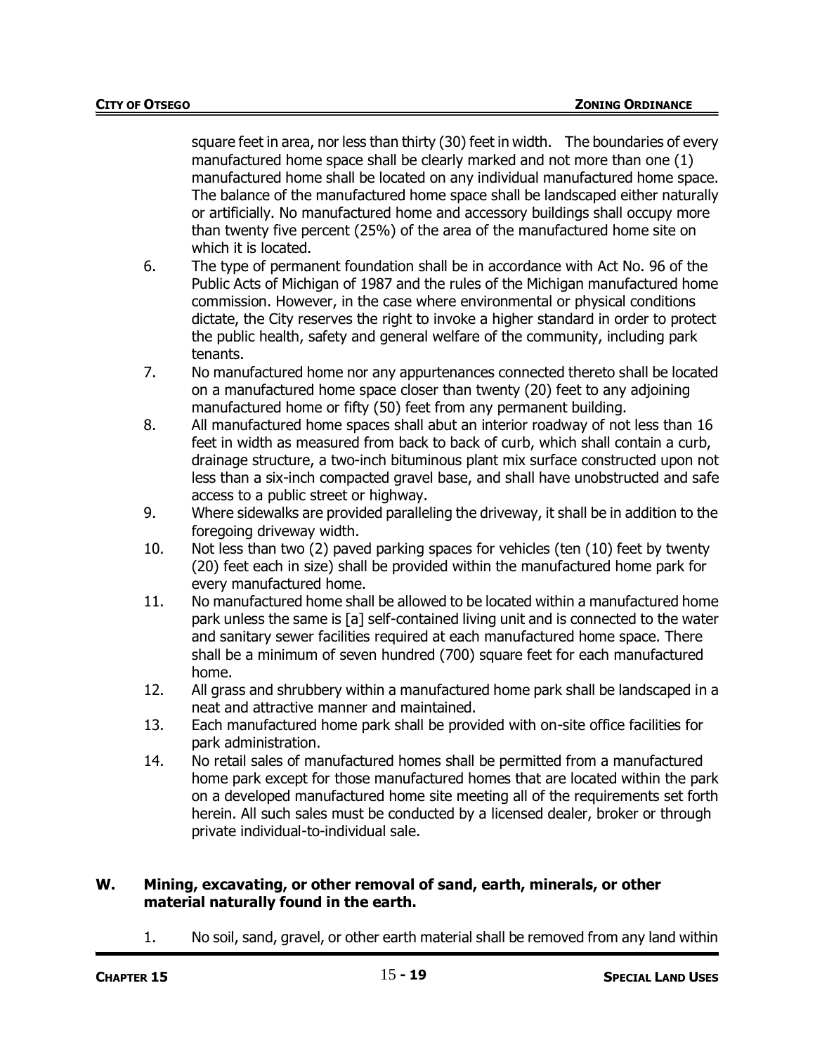square feet in area, nor less than thirty (30) feet in width. The boundaries of every manufactured home space shall be clearly marked and not more than one (1) manufactured home shall be located on any individual manufactured home space. The balance of the manufactured home space shall be landscaped either naturally or artificially. No manufactured home and accessory buildings shall occupy more than twenty five percent (25%) of the area of the manufactured home site on which it is located.

6. The type of permanent foundation shall be in accordance with Act No. 96 of the Public Acts of Michigan of 1987 and the rules of the Michigan manufactured home commission. However, in the case where environmental or physical conditions dictate, the City reserves the right to invoke a higher standard in order to protect the public health, safety and general welfare of the community, including park tenants.
7. No manufactured home nor any appurtenances connected thereto shall be located on a manufactured home space closer than twenty (20) feet to any adjoining manufactured home or fifty (50) feet from any permanent building.
8. All manufactured home spaces shall abut an interior roadway of not less than 16 feet in width as measured from back to back of curb, which shall contain a curb, drainage structure, a two-inch bituminous plant mix surface constructed upon not less than a six-inch compacted gravel base, and shall have unobstructed and safe access to a public street or highway.
9. Where sidewalks are provided paralleling the driveway, it shall be in addition to the foregoing driveway width.
10. Not less than two (2) paved parking spaces for vehicles (ten (10) feet by twenty (20) feet each in size) shall be provided within the manufactured home park for every manufactured home.
11. No manufactured home shall be allowed to be located within a manufactured home park unless the same is [a] self-contained living unit and is connected to the water and sanitary sewer facilities required at each manufactured home space. There shall be a minimum of seven hundred (700) square feet for each manufactured home.
12. All grass and shrubbery within a manufactured home park shall be landscaped in a neat and attractive manner and maintained.
13. Each manufactured home park shall be provided with on-site office facilities for park administration.
14. No retail sales of manufactured homes shall be permitted from a manufactured home park except for those manufactured homes that are located within the park on a developed manufactured home site meeting all of the requirements set forth herein. All such sales must be conducted by a licensed dealer, broker or through private individual-to-individual sale.

## W. Mining, excavating, or other removal of sand, earth, minerals, or other material naturally found in the earth.

1. No soil, sand, gravel, or other earth material shall be removed from any land within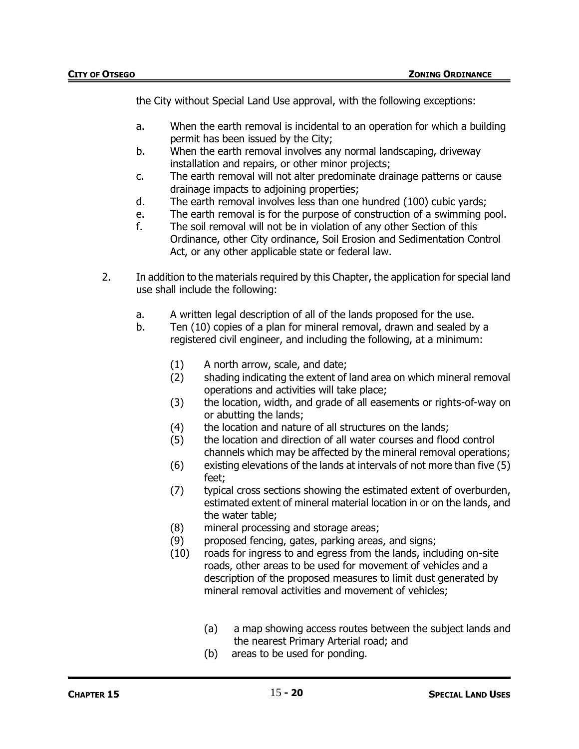the City without Special Land Use approval, with the following exceptions:

a. When the earth removal is incidental to an operation for which a building permit has been issued by the City;
b. When the earth removal involves any normal landscaping, driveway installation and repairs, or other minor projects;
c. The earth removal will not alter predominate drainage patterns or cause drainage impacts to adjoining properties;
d. The earth removal involves less than one hundred (100) cubic yards;
e. The earth removal is for the purpose of construction of a swimming pool.
f. The soil removal will not be in violation of any other Section of this Ordinance, other City ordinance, Soil Erosion and Sedimentation Control Act, or any other applicable state or federal law.

2. In addition to the materials required by this Chapter, the application for special land use shall include the following:

a. A written legal description of all of the lands proposed for the use.
b. Ten (10) copies of a plan for mineral removal, drawn and sealed by a registered civil engineer, and including the following, at a minimum:

   (1) A north arrow, scale, and date;
   (2) shading indicating the extent of land area on which mineral removal operations and activities will take place;
   (3) the location, width, and grade of all easements or rights-of-way on or abutting the lands;
   (4) the location and nature of all structures on the lands;
   (5) the location and direction of all water courses and flood control channels which may be affected by the mineral removal operations;
   (6) existing elevations of the lands at intervals of not more than five (5) feet;
   (7) typical cross sections showing the estimated extent of overburden, estimated extent of mineral material location in or on the lands, and the water table;
   (8) mineral processing and storage areas;
   (9) proposed fencing, gates, parking areas, and signs;
   (10) roads for ingress to and egress from the lands, including on-site roads, other areas to be used for movement of vehicles and a description of the proposed measures to limit dust generated by mineral removal activities and movement of vehicles;

      (a) a map showing access routes between the subject lands and the nearest Primary Arterial road; and
      (b) areas to be used for ponding.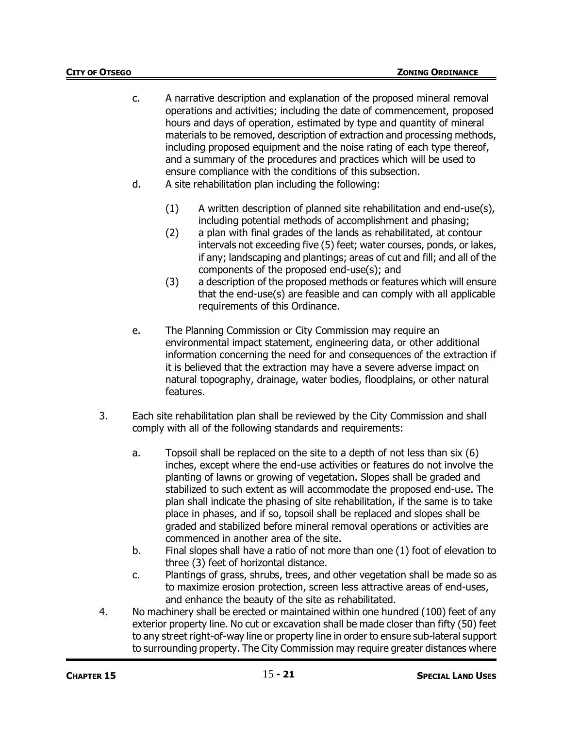c. A narrative description and explanation of the proposed mineral removal operations and activities; including the date of commencement, proposed hours and days of operation, estimated by type and quantity of mineral materials to be removed, description of extraction and processing methods, including proposed equipment and the noise rating of each type thereof, and a summary of the procedures and practices which will be used to ensure compliance with the conditions of this subsection.

d. A site rehabilitation plan including the following:

   (1) A written description of planned site rehabilitation and end-use(s), including potential methods of accomplishment and phasing;

   (2) a plan with final grades of the lands as rehabilitated, at contour intervals not exceeding five (5) feet; water courses, ponds, or lakes, if any; landscaping and plantings; areas of cut and fill; and all of the components of the proposed end-use(s); and

   (3) a description of the proposed methods or features which will ensure that the end-use(s) are feasible and can comply with all applicable requirements of this Ordinance.

e. The Planning Commission or City Commission may require an environmental impact statement, engineering data, or other additional information concerning the need for and consequences of the extraction if it is believed that the extraction may have a severe adverse impact on natural topography, drainage, water bodies, floodplains, or other natural features.

3. Each site rehabilitation plan shall be reviewed by the City Commission and shall comply with all of the following standards and requirements:

   a. Topsoil shall be replaced on the site to a depth of not less than six (6) inches, except where the end-use activities or features do not involve the planting of lawns or growing of vegetation. Slopes shall be graded and stabilized to such extent as will accommodate the proposed end-use. The plan shall indicate the phasing of site rehabilitation, if the same is to take place in phases, and if so, topsoil shall be replaced and slopes shall be graded and stabilized before mineral removal operations or activities are commenced in another area of the site.

   b. Final slopes shall have a ratio of not more than one (1) foot of elevation to three (3) feet of horizontal distance.

   c. Plantings of grass, shrubs, trees, and other vegetation shall be made so as to maximize erosion protection, screen less attractive areas of end-uses, and enhance the beauty of the site as rehabilitated.

4. No machinery shall be erected or maintained within one hundred (100) feet of any exterior property line. No cut or excavation shall be made closer than fifty (50) feet to any street right-of-way line or property line in order to ensure sub-lateral support to surrounding property. The City Commission may require greater distances where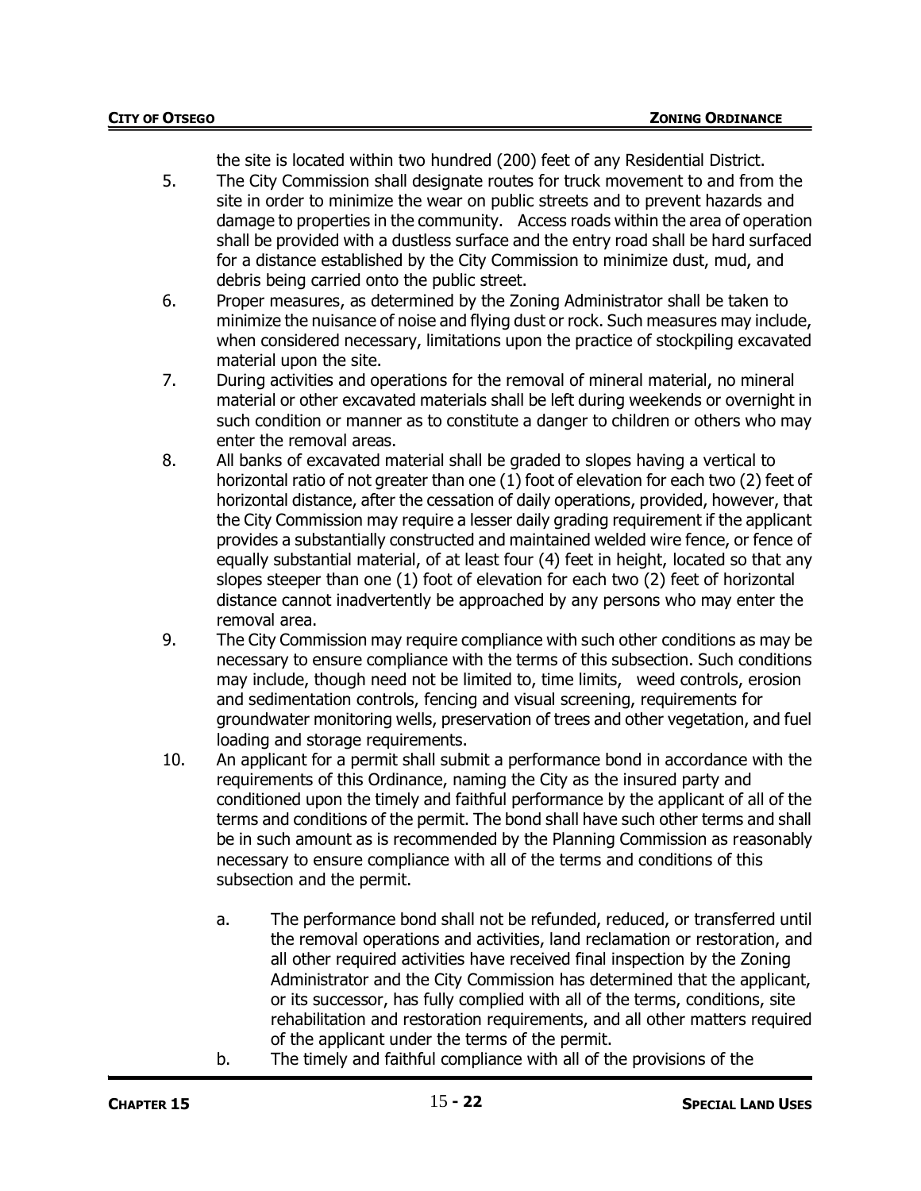the site is located within two hundred (200) feet of any Residential District.

5. The City Commission shall designate routes for truck movement to and from the site in order to minimize the wear on public streets and to prevent hazards and damage to properties in the community. Access roads within the area of operation shall be provided with a dustless surface and the entry road shall be hard surfaced for a distance established by the City Commission to minimize dust, mud, and debris being carried onto the public street.
6. Proper measures, as determined by the Zoning Administrator shall be taken to minimize the nuisance of noise and flying dust or rock. Such measures may include, when considered necessary, limitations upon the practice of stockpiling excavated material upon the site.
7. During activities and operations for the removal of mineral material, no mineral material or other excavated materials shall be left during weekends or overnight in such condition or manner as to constitute a danger to children or others who may enter the removal areas.
8. All banks of excavated material shall be graded to slopes having a vertical to horizontal ratio of not greater than one (1) foot of elevation for each two (2) feet of horizontal distance, after the cessation of daily operations, provided, however, that the City Commission may require a lesser daily grading requirement if the applicant provides a substantially constructed and maintained welded wire fence, or fence of equally substantial material, of at least four (4) feet in height, located so that any slopes steeper than one (1) foot of elevation for each two (2) feet of horizontal distance cannot inadvertently be approached by any persons who may enter the removal area.
9. The City Commission may require compliance with such other conditions as may be necessary to ensure compliance with the terms of this subsection. Such conditions may include, though need not be limited to, time limits, weed controls, erosion and sedimentation controls, fencing and visual screening, requirements for groundwater monitoring wells, preservation of trees and other vegetation, and fuel loading and storage requirements.
10. An applicant for a permit shall submit a performance bond in accordance with the requirements of this Ordinance, naming the City as the insured party and conditioned upon the timely and faithful performance by the applicant of all of the terms and conditions of the permit. The bond shall have such other terms and shall be in such amount as is recommended by the Planning Commission as reasonably necessary to ensure compliance with all of the terms and conditions of this subsection and the permit.

    a. The performance bond shall not be refunded, reduced, or transferred until the removal operations and activities, land reclamation or restoration, and all other required activities have received final inspection by the Zoning Administrator and the City Commission has determined that the applicant, or its successor, has fully complied with all of the terms, conditions, site rehabilitation and restoration requirements, and all other matters required of the applicant under the terms of the permit.
    b. The timely and faithful compliance with all of the provisions of the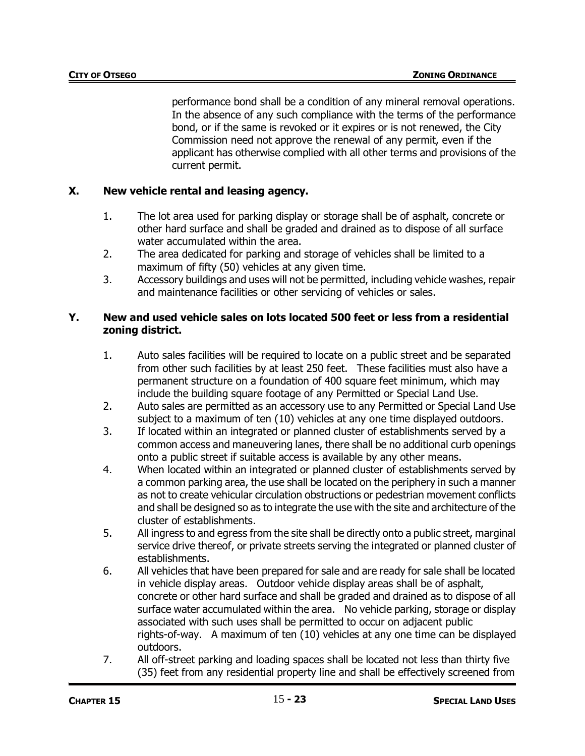performance bond shall be a condition of any mineral removal operations. In the absence of any such compliance with the terms of the performance bond, or if the same is revoked or it expires or is not renewed, the City Commission need not approve the renewal of any permit, even if the applicant has otherwise complied with all other terms and provisions of the current permit.

### X. New vehicle rental and leasing agency.

1. The lot area used for parking display or storage shall be of asphalt, concrete or other hard surface and shall be graded and drained as to dispose of all surface water accumulated within the area.
2. The area dedicated for parking and storage of vehicles shall be limited to a maximum of fifty (50) vehicles at any given time.
3. Accessory buildings and uses will not be permitted, including vehicle washes, repair and maintenance facilities or other servicing of vehicles or sales.

### Y. New and used vehicle sales on lots located 500 feet or less from a residential zoning district.

1. Auto sales facilities will be required to locate on a public street and be separated from other such facilities by at least 250 feet. These facilities must also have a permanent structure on a foundation of 400 square feet minimum, which may include the building square footage of any Permitted or Special Land Use.
2. Auto sales are permitted as an accessory use to any Permitted or Special Land Use subject to a maximum of ten (10) vehicles at any one time displayed outdoors.
3. If located within an integrated or planned cluster of establishments served by a common access and maneuvering lanes, there shall be no additional curb openings onto a public street if suitable access is available by any other means.
4. When located within an integrated or planned cluster of establishments served by a common parking area, the use shall be located on the periphery in such a manner as not to create vehicular circulation obstructions or pedestrian movement conflicts and shall be designed so as to integrate the use with the site and architecture of the cluster of establishments.
5. All ingress to and egress from the site shall be directly onto a public street, marginal service drive thereof, or private streets serving the integrated or planned cluster of establishments.
6. All vehicles that have been prepared for sale and are ready for sale shall be located in vehicle display areas. Outdoor vehicle display areas shall be of asphalt, concrete or other hard surface and shall be graded and drained as to dispose of all surface water accumulated within the area. No vehicle parking, storage or display associated with such uses shall be permitted to occur on adjacent public rights-of-way. A maximum of ten (10) vehicles at any one time can be displayed outdoors.
7. All off-street parking and loading spaces shall be located not less than thirty five (35) feet from any residential property line and shall be effectively screened from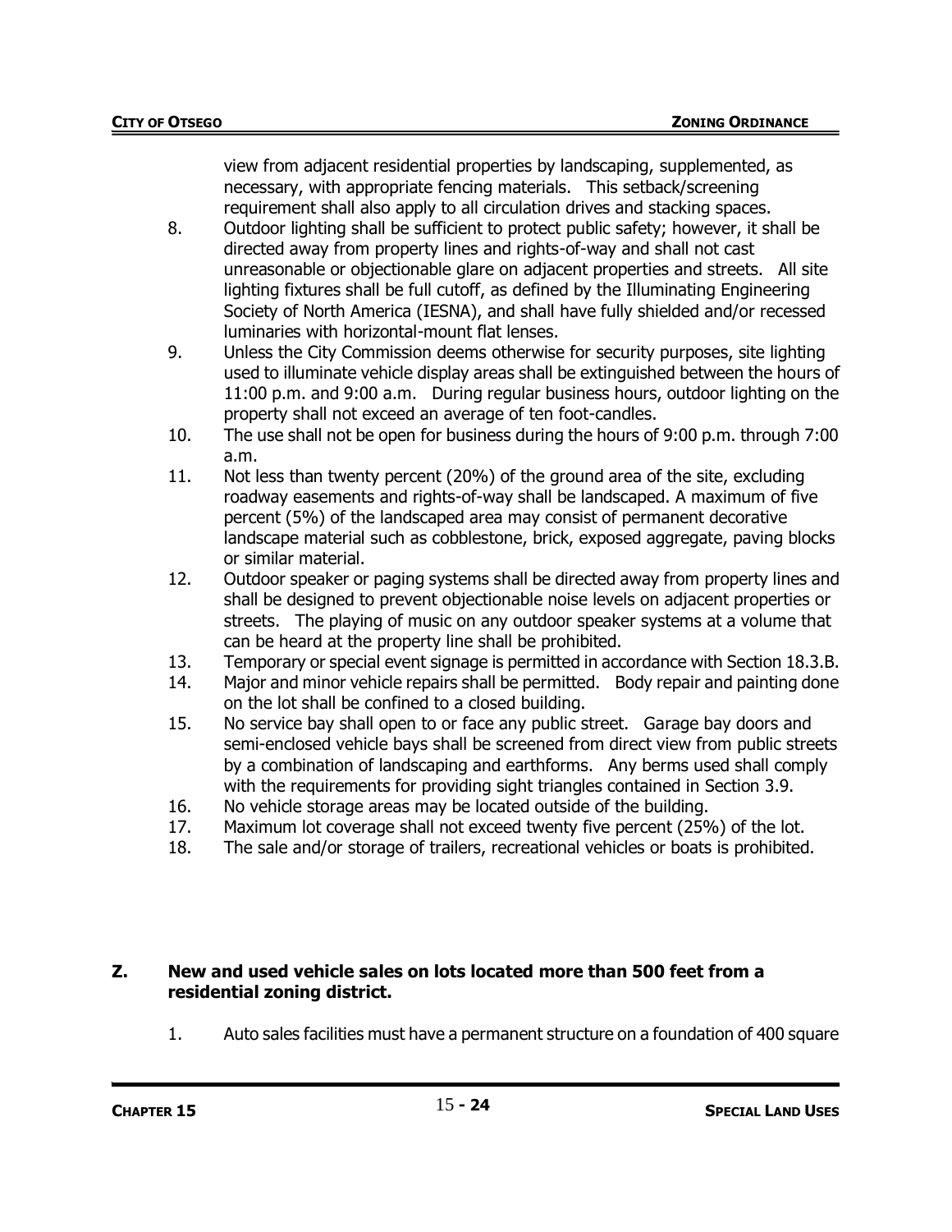view from adjacent residential properties by landscaping, supplemented, as necessary, with appropriate fencing materials. This setback/screening requirement shall also apply to all circulation drives and stacking spaces.

8. Outdoor lighting shall be sufficient to protect public safety; however, it shall be directed away from property lines and rights-of-way and shall not cast unreasonable or objectionable glare on adjacent properties and streets. All site lighting fixtures shall be full cutoff, as defined by the Illuminating Engineering Society of North America (IESNA), and shall have fully shielded and/or recessed luminaries with horizontal-mount flat lenses.
9. Unless the City Commission deems otherwise for security purposes, site lighting used to illuminate vehicle display areas shall be extinguished between the hours of 11:00 p.m. and 9:00 a.m. During regular business hours, outdoor lighting on the property shall not exceed an average of ten foot-candles.
10. The use shall not be open for business during the hours of 9:00 p.m. through 7:00 a.m.
11. Not less than twenty percent (20%) of the ground area of the site, excluding roadway easements and rights-of-way shall be landscaped. A maximum of five percent (5%) of the landscaped area may consist of permanent decorative landscape material such as cobblestone, brick, exposed aggregate, paving blocks or similar material.
12. Outdoor speaker or paging systems shall be directed away from property lines and shall be designed to prevent objectionable noise levels on adjacent properties or streets. The playing of music on any outdoor speaker systems at a volume that can be heard at the property line shall be prohibited.
13. Temporary or special event signage is permitted in accordance with Section 18.3.B.
14. Major and minor vehicle repairs shall be permitted. Body repair and painting done on the lot shall be confined to a closed building.
15. No service bay shall open to or face any public street. Garage bay doors and semi-enclosed vehicle bays shall be screened from direct view from public streets by a combination of landscaping and earthforms. Any berms used shall comply with the requirements for providing sight triangles contained in Section 3.9.
16. No vehicle storage areas may be located outside of the building.
17. Maximum lot coverage shall not exceed twenty five percent (25%) of the lot.
18. The sale and/or storage of trailers, recreational vehicles or boats is prohibited.

**Z. New and used vehicle sales on lots located more than 500 feet from a residential zoning district.**

1. Auto sales facilities must have a permanent structure on a foundation of 400 square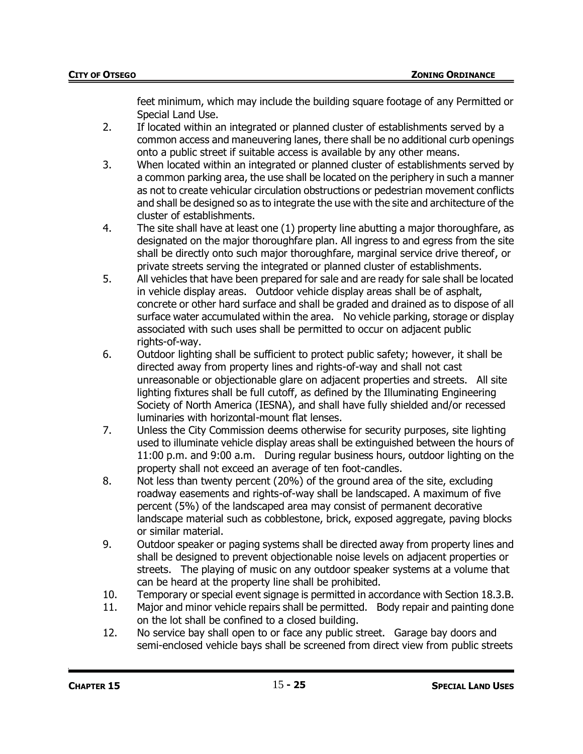feet minimum, which may include the building square footage of any Permitted or Special Land Use.

2. If located within an integrated or planned cluster of establishments served by a common access and maneuvering lanes, there shall be no additional curb openings onto a public street if suitable access is available by any other means.
3. When located within an integrated or planned cluster of establishments served by a common parking area, the use shall be located on the periphery in such a manner as not to create vehicular circulation obstructions or pedestrian movement conflicts and shall be designed so as to integrate the use with the site and architecture of the cluster of establishments.
4. The site shall have at least one (1) property line abutting a major thoroughfare, as designated on the major thoroughfare plan. All ingress to and egress from the site shall be directly onto such major thoroughfare, marginal service drive thereof, or private streets serving the integrated or planned cluster of establishments.
5. All vehicles that have been prepared for sale and are ready for sale shall be located in vehicle display areas. Outdoor vehicle display areas shall be of asphalt, concrete or other hard surface and shall be graded and drained as to dispose of all surface water accumulated within the area. No vehicle parking, storage or display associated with such uses shall be permitted to occur on adjacent public rights-of-way.
6. Outdoor lighting shall be sufficient to protect public safety; however, it shall be directed away from property lines and rights-of-way and shall not cast unreasonable or objectionable glare on adjacent properties and streets. All site lighting fixtures shall be full cutoff, as defined by the Illuminating Engineering Society of North America (IESNA), and shall have fully shielded and/or recessed luminaries with horizontal-mount flat lenses.
7. Unless the City Commission deems otherwise for security purposes, site lighting used to illuminate vehicle display areas shall be extinguished between the hours of 11:00 p.m. and 9:00 a.m. During regular business hours, outdoor lighting on the property shall not exceed an average of ten foot-candles.
8. Not less than twenty percent (20%) of the ground area of the site, excluding roadway easements and rights-of-way shall be landscaped. A maximum of five percent (5%) of the landscaped area may consist of permanent decorative landscape material such as cobblestone, brick, exposed aggregate, paving blocks or similar material.
9. Outdoor speaker or paging systems shall be directed away from property lines and shall be designed to prevent objectionable noise levels on adjacent properties or streets. The playing of music on any outdoor speaker systems at a volume that can be heard at the property line shall be prohibited.
10. Temporary or special event signage is permitted in accordance with Section 18.3.B.
11. Major and minor vehicle repairs shall be permitted. Body repair and painting done on the lot shall be confined to a closed building.
12. No service bay shall open to or face any public street. Garage bay doors and semi-enclosed vehicle bays shall be screened from direct view from public streets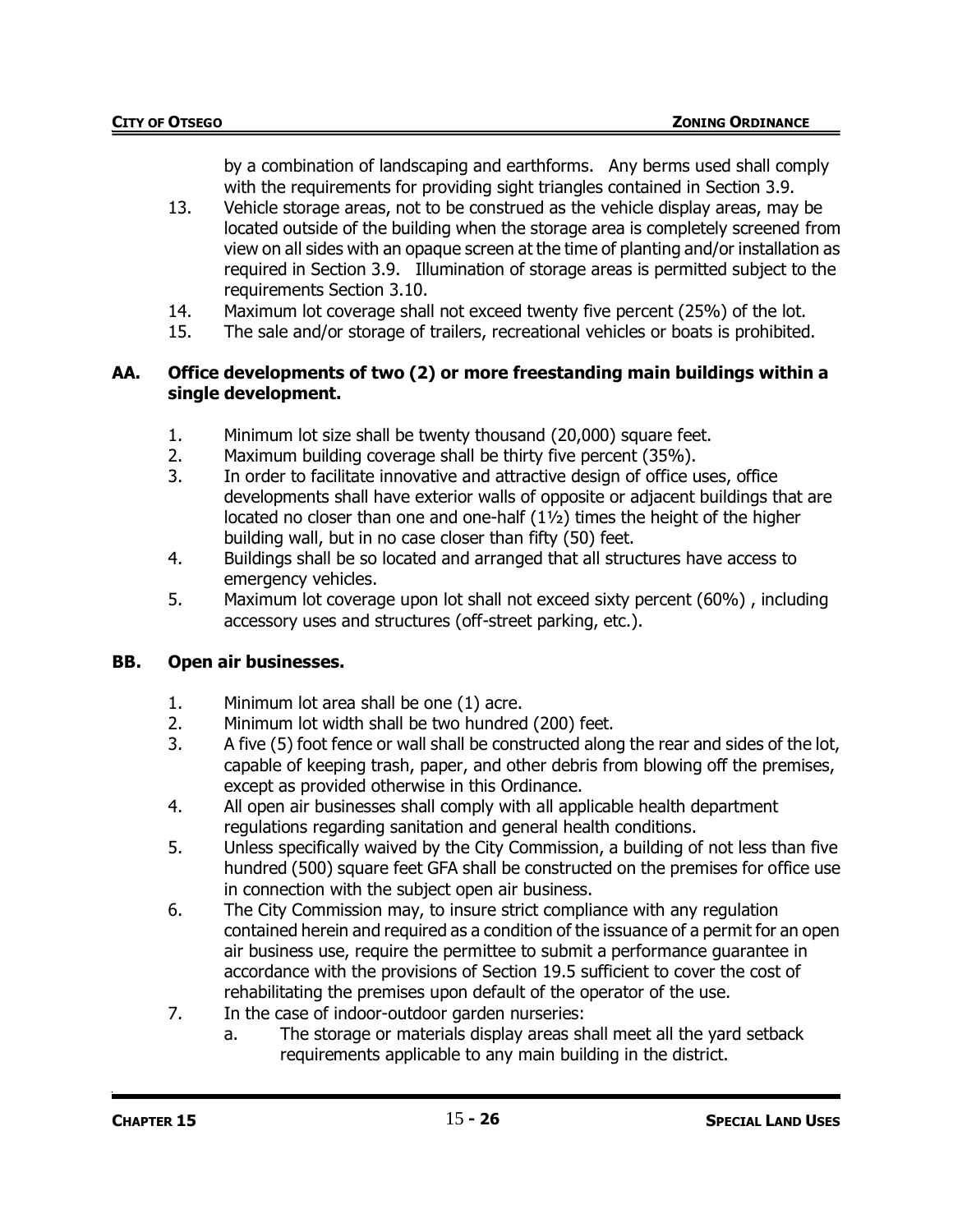by a combination of landscaping and earthforms. Any berms used shall comply with the requirements for providing sight triangles contained in Section 3.9.

13. Vehicle storage areas, not to be construed as the vehicle display areas, may be located outside of the building when the storage area is completely screened from view on all sides with an opaque screen at the time of planting and/or installation as required in Section 3.9. Illumination of storage areas is permitted subject to the requirements Section 3.10.
14. Maximum lot coverage shall not exceed twenty five percent (25%) of the lot.
15. The sale and/or storage of trailers, recreational vehicles or boats is prohibited.

**AA. Office developments of two (2) or more freestanding main buildings within a single development.**

1. Minimum lot size shall be twenty thousand (20,000) square feet.
2. Maximum building coverage shall be thirty five percent (35%).
3. In order to facilitate innovative and attractive design of office uses, office developments shall have exterior walls of opposite or adjacent buildings that are located no closer than one and one-half (1½) times the height of the higher building wall, but in no case closer than fifty (50) feet.
4. Buildings shall be so located and arranged that all structures have access to emergency vehicles.
5. Maximum lot coverage upon lot shall not exceed sixty percent (60%) , including accessory uses and structures (off-street parking, etc.).

**BB. Open air businesses.**

1. Minimum lot area shall be one (1) acre.
2. Minimum lot width shall be two hundred (200) feet.
3. A five (5) foot fence or wall shall be constructed along the rear and sides of the lot, capable of keeping trash, paper, and other debris from blowing off the premises, except as provided otherwise in this Ordinance.
4. All open air businesses shall comply with all applicable health department regulations regarding sanitation and general health conditions.
5. Unless specifically waived by the City Commission, a building of not less than five hundred (500) square feet GFA shall be constructed on the premises for office use in connection with the subject open air business.
6. The City Commission may, to insure strict compliance with any regulation contained herein and required as a condition of the issuance of a permit for an open air business use, require the permittee to submit a performance guarantee in accordance with the provisions of Section 19.5 sufficient to cover the cost of rehabilitating the premises upon default of the operator of the use.
7. In the case of indoor-outdoor garden nurseries:
   a. The storage or materials display areas shall meet all the yard setback requirements applicable to any main building in the district.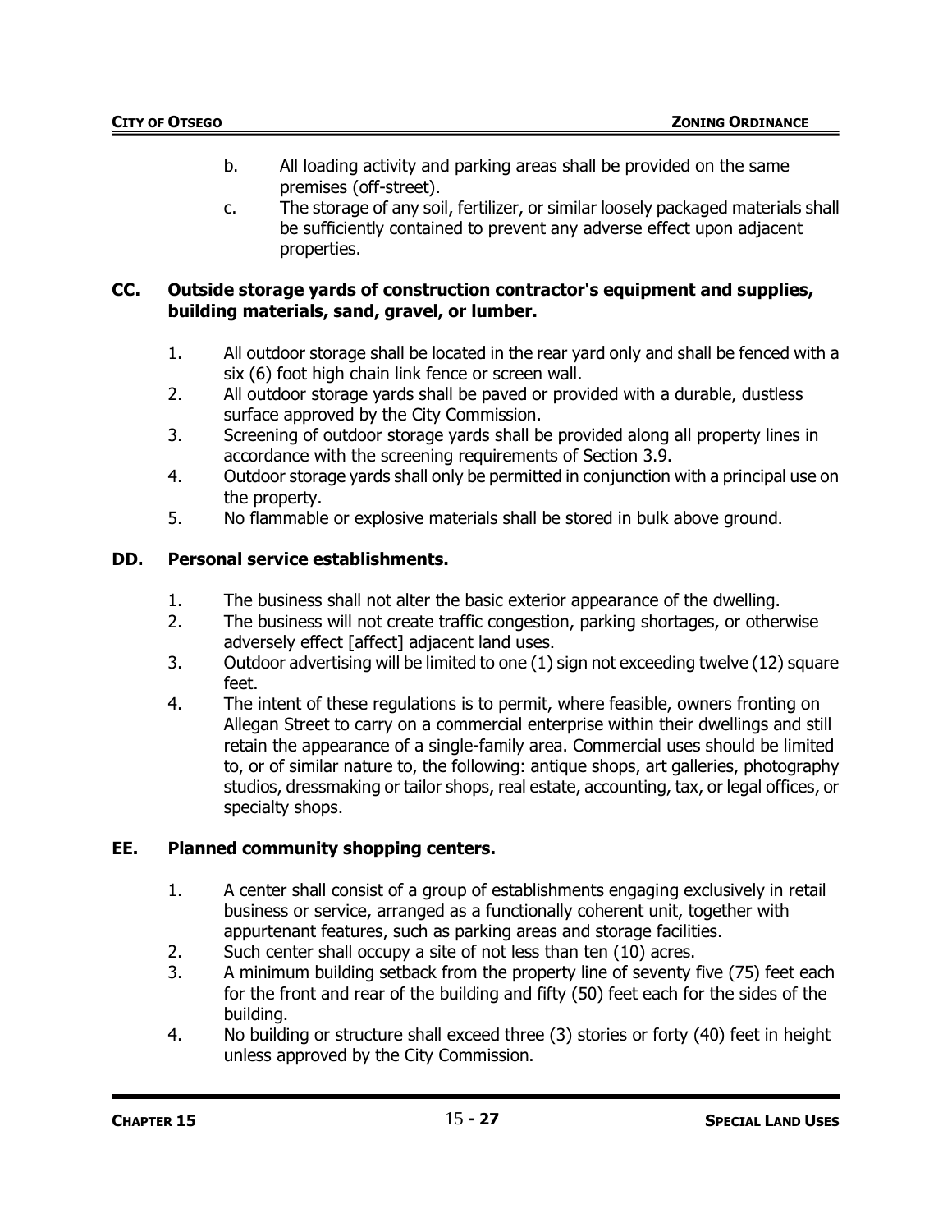b. All loading activity and parking areas shall be provided on the same premises (off-street).
c. The storage of any soil, fertilizer, or similar loosely packaged materials shall be sufficiently contained to prevent any adverse effect upon adjacent properties.

### CC. Outside storage yards of construction contractor's equipment and supplies, building materials, sand, gravel, or lumber.

1. All outdoor storage shall be located in the rear yard only and shall be fenced with a six (6) foot high chain link fence or screen wall.
2. All outdoor storage yards shall be paved or provided with a durable, dustless surface approved by the City Commission.
3. Screening of outdoor storage yards shall be provided along all property lines in accordance with the screening requirements of Section 3.9.
4. Outdoor storage yards shall only be permitted in conjunction with a principal use on the property.
5. No flammable or explosive materials shall be stored in bulk above ground.

### DD. Personal service establishments.

1. The business shall not alter the basic exterior appearance of the dwelling.
2. The business will not create traffic congestion, parking shortages, or otherwise adversely effect [affect] adjacent land uses.
3. Outdoor advertising will be limited to one (1) sign not exceeding twelve (12) square feet.
4. The intent of these regulations is to permit, where feasible, owners fronting on Allegan Street to carry on a commercial enterprise within their dwellings and still retain the appearance of a single-family area. Commercial uses should be limited to, or of similar nature to, the following: antique shops, art galleries, photography studios, dressmaking or tailor shops, real estate, accounting, tax, or legal offices, or specialty shops.

### EE. Planned community shopping centers.

1. A center shall consist of a group of establishments engaging exclusively in retail business or service, arranged as a functionally coherent unit, together with appurtenant features, such as parking areas and storage facilities.
2. Such center shall occupy a site of not less than ten (10) acres.
3. A minimum building setback from the property line of seventy five (75) feet each for the front and rear of the building and fifty (50) feet each for the sides of the building.
4. No building or structure shall exceed three (3) stories or forty (40) feet in height unless approved by the City Commission.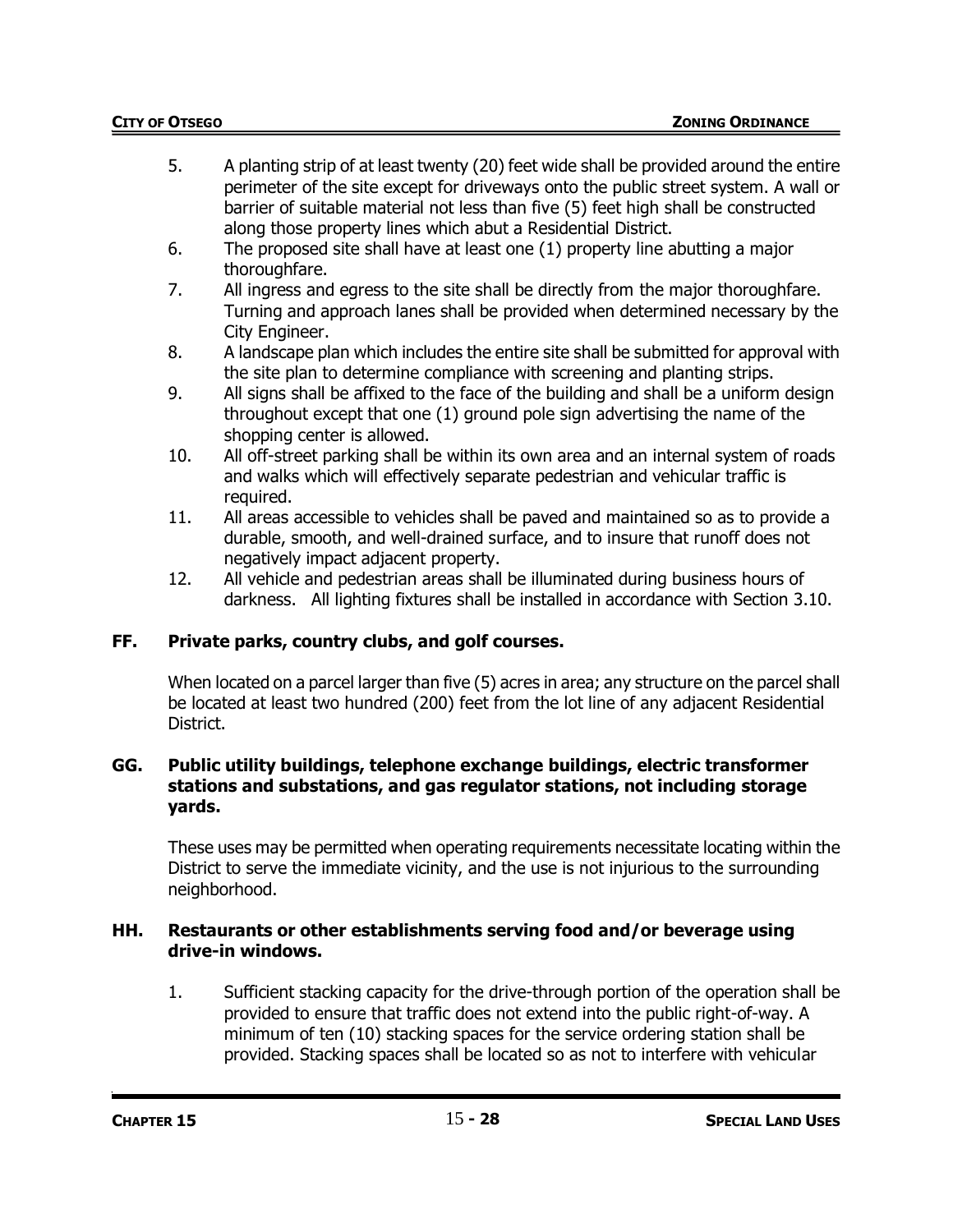5. A planting strip of at least twenty (20) feet wide shall be provided around the entire perimeter of the site except for driveways onto the public street system. A wall or barrier of suitable material not less than five (5) feet high shall be constructed along those property lines which abut a Residential District.
6. The proposed site shall have at least one (1) property line abutting a major thoroughfare.
7. All ingress and egress to the site shall be directly from the major thoroughfare. Turning and approach lanes shall be provided when determined necessary by the City Engineer.
8. A landscape plan which includes the entire site shall be submitted for approval with the site plan to determine compliance with screening and planting strips.
9. All signs shall be affixed to the face of the building and shall be a uniform design throughout except that one (1) ground pole sign advertising the name of the shopping center is allowed.
10. All off-street parking shall be within its own area and an internal system of roads and walks which will effectively separate pedestrian and vehicular traffic is required.
11. All areas accessible to vehicles shall be paved and maintained so as to provide a durable, smooth, and well-drained surface, and to insure that runoff does not negatively impact adjacent property.
12. All vehicle and pedestrian areas shall be illuminated during business hours of darkness. All lighting fixtures shall be installed in accordance with Section 3.10.

### FF. Private parks, country clubs, and golf courses.

When located on a parcel larger than five (5) acres in area; any structure on the parcel shall be located at least two hundred (200) feet from the lot line of any adjacent Residential District.

### GG. Public utility buildings, telephone exchange buildings, electric transformer stations and substations, and gas regulator stations, not including storage yards.

These uses may be permitted when operating requirements necessitate locating within the District to serve the immediate vicinity, and the use is not injurious to the surrounding neighborhood.

### HH. Restaurants or other establishments serving food and/or beverage using drive-in windows.

1. Sufficient stacking capacity for the drive-through portion of the operation shall be provided to ensure that traffic does not extend into the public right-of-way. A minimum of ten (10) stacking spaces for the service ordering station shall be provided. Stacking spaces shall be located so as not to interfere with vehicular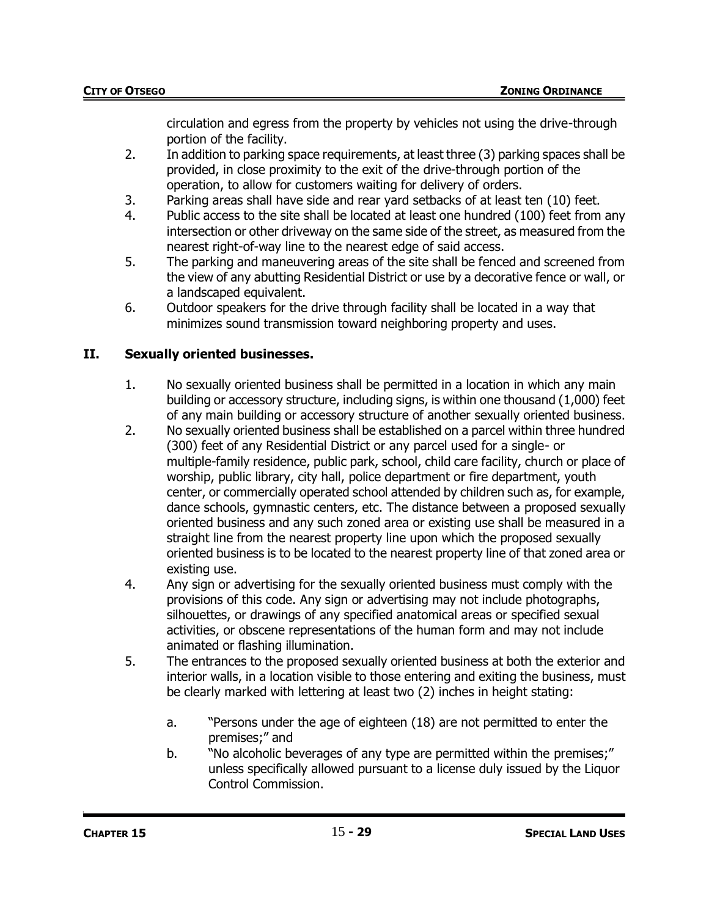circulation and egress from the property by vehicles not using the drive-through portion of the facility.

2. In addition to parking space requirements, at least three (3) parking spaces shall be provided, in close proximity to the exit of the drive-through portion of the operation, to allow for customers waiting for delivery of orders.
3. Parking areas shall have side and rear yard setbacks of at least ten (10) feet.
4. Public access to the site shall be located at least one hundred (100) feet from any intersection or other driveway on the same side of the street, as measured from the nearest right-of-way line to the nearest edge of said access.
5. The parking and maneuvering areas of the site shall be fenced and screened from the view of any abutting Residential District or use by a decorative fence or wall, or a landscaped equivalent.
6. Outdoor speakers for the drive through facility shall be located in a way that minimizes sound transmission toward neighboring property and uses.

## II. Sexually oriented businesses.

1. No sexually oriented business shall be permitted in a location in which any main building or accessory structure, including signs, is within one thousand (1,000) feet of any main building or accessory structure of another sexually oriented business.
2. No sexually oriented business shall be established on a parcel within three hundred (300) feet of any Residential District or any parcel used for a single- or multiple-family residence, public park, school, child care facility, church or place of worship, public library, city hall, police department or fire department, youth center, or commercially operated school attended by children such as, for example, dance schools, gymnastic centers, etc. The distance between a proposed sexually oriented business and any such zoned area or existing use shall be measured in a straight line from the nearest property line upon which the proposed sexually oriented business is to be located to the nearest property line of that zoned area or existing use.

4. Any sign or advertising for the sexually oriented business must comply with the provisions of this code. Any sign or advertising may not include photographs, silhouettes, or drawings of any specified anatomical areas or specified sexual activities, or obscene representations of the human form and may not include animated or flashing illumination.
5. The entrances to the proposed sexually oriented business at both the exterior and interior walls, in a location visible to those entering and exiting the business, must be clearly marked with lettering at least two (2) inches in height stating:

   a. "Persons under the age of eighteen (18) are not permitted to enter the premises;" and
   b. "No alcoholic beverages of any type are permitted within the premises;" unless specifically allowed pursuant to a license duly issued by the Liquor Control Commission.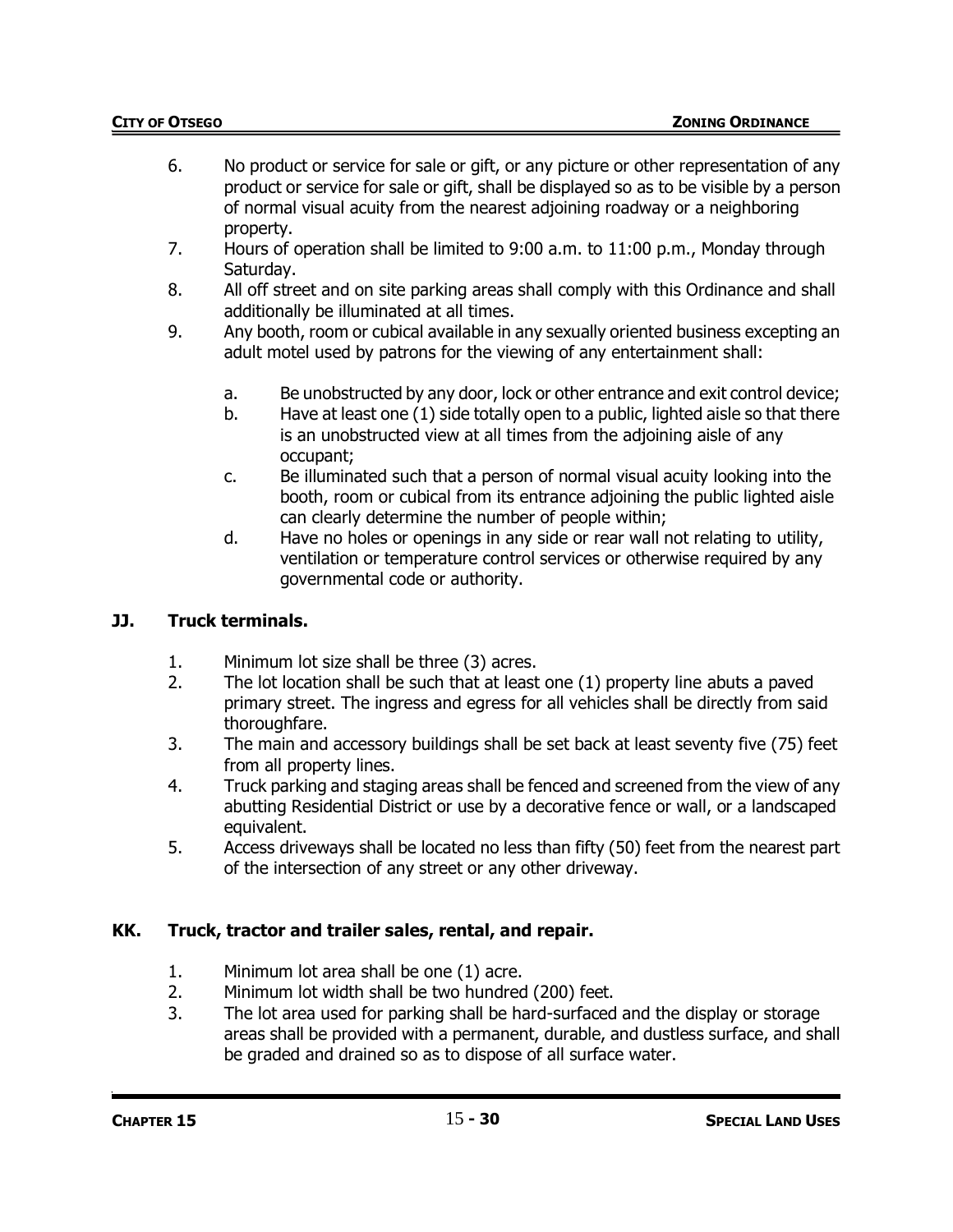6. No product or service for sale or gift, or any picture or other representation of any product or service for sale or gift, shall be displayed so as to be visible by a person of normal visual acuity from the nearest adjoining roadway or a neighboring property.
7. Hours of operation shall be limited to 9:00 a.m. to 11:00 p.m., Monday through Saturday.
8. All off street and on site parking areas shall comply with this Ordinance and shall additionally be illuminated at all times.
9. Any booth, room or cubical available in any sexually oriented business excepting an adult motel used by patrons for the viewing of any entertainment shall:

   a. Be unobstructed by any door, lock or other entrance and exit control device;
   b. Have at least one (1) side totally open to a public, lighted aisle so that there is an unobstructed view at all times from the adjoining aisle of any occupant;
   c. Be illuminated such that a person of normal visual acuity looking into the booth, room or cubical from its entrance adjoining the public lighted aisle can clearly determine the number of people within;
   d. Have no holes or openings in any side or rear wall not relating to utility, ventilation or temperature control services or otherwise required by any governmental code or authority.

## JJ. Truck terminals.

1. Minimum lot size shall be three (3) acres.
2. The lot location shall be such that at least one (1) property line abuts a paved primary street. The ingress and egress for all vehicles shall be directly from said thoroughfare.
3. The main and accessory buildings shall be set back at least seventy five (75) feet from all property lines.
4. Truck parking and staging areas shall be fenced and screened from the view of any abutting Residential District or use by a decorative fence or wall, or a landscaped equivalent.
5. Access driveways shall be located no less than fifty (50) feet from the nearest part of the intersection of any street or any other driveway.

## KK. Truck, tractor and trailer sales, rental, and repair.

1. Minimum lot area shall be one (1) acre.
2. Minimum lot width shall be two hundred (200) feet.
3. The lot area used for parking shall be hard-surfaced and the display or storage areas shall be provided with a permanent, durable, and dustless surface, and shall be graded and drained so as to dispose of all surface water.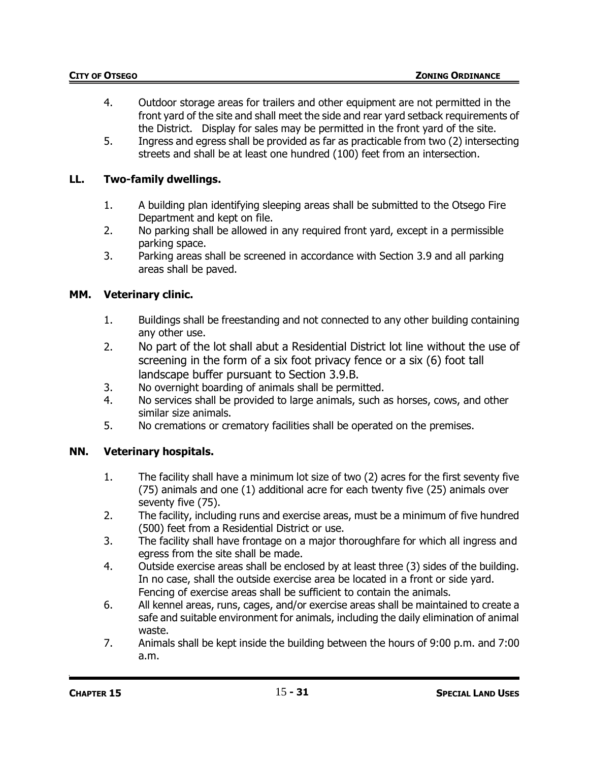4. Outdoor storage areas for trailers and other equipment are not permitted in the front yard of the site and shall meet the side and rear yard setback requirements of the District. Display for sales may be permitted in the front yard of the site.
5. Ingress and egress shall be provided as far as practicable from two (2) intersecting streets and shall be at least one hundred (100) feet from an intersection.

**LL. Two-family dwellings.**

1. A building plan identifying sleeping areas shall be submitted to the Otsego Fire Department and kept on file.
2. No parking shall be allowed in any required front yard, except in a permissible parking space.
3. Parking areas shall be screened in accordance with Section 3.9 and all parking areas shall be paved.

**MM. Veterinary clinic.**

1. Buildings shall be freestanding and not connected to any other building containing any other use.
2. No part of the lot shall abut a Residential District lot line without the use of screening in the form of a six foot privacy fence or a six (6) foot tall landscape buffer pursuant to Section 3.9.B.
3. No overnight boarding of animals shall be permitted.
4. No services shall be provided to large animals, such as horses, cows, and other similar size animals.
5. No cremations or crematory facilities shall be operated on the premises.

**NN. Veterinary hospitals.**

1. The facility shall have a minimum lot size of two (2) acres for the first seventy five (75) animals and one (1) additional acre for each twenty five (25) animals over seventy five (75).
2. The facility, including runs and exercise areas, must be a minimum of five hundred (500) feet from a Residential District or use.
3. The facility shall have frontage on a major thoroughfare for which all ingress and egress from the site shall be made.
4. Outside exercise areas shall be enclosed by at least three (3) sides of the building. In no case, shall the outside exercise area be located in a front or side yard. Fencing of exercise areas shall be sufficient to contain the animals.
6. All kennel areas, runs, cages, and/or exercise areas shall be maintained to create a safe and suitable environment for animals, including the daily elimination of animal waste.
7. Animals shall be kept inside the building between the hours of 9:00 p.m. and 7:00 a.m.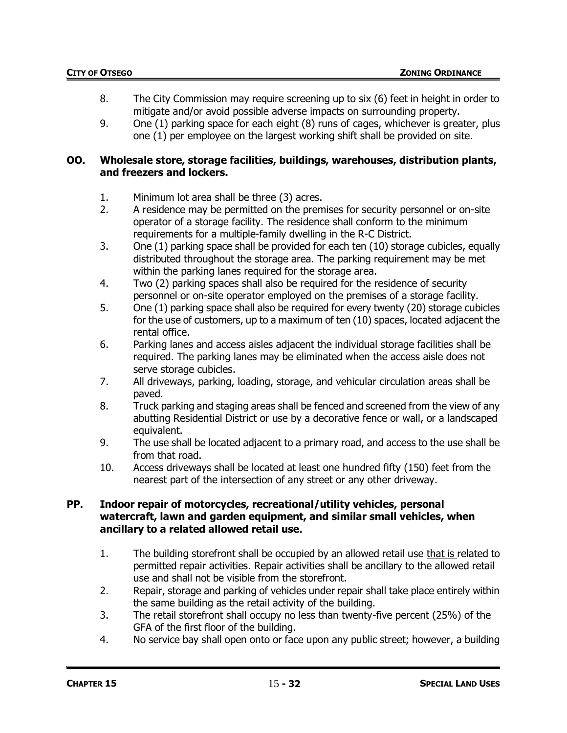8. The City Commission may require screening up to six (6) feet in height in order to mitigate and/or avoid possible adverse impacts on surrounding property.
9. One (1) parking space for each eight (8) runs of cages, whichever is greater, plus one (1) per employee on the largest working shift shall be provided on site.

**OO. Wholesale store, storage facilities, buildings, warehouses, distribution plants, and freezers and lockers.**

1. Minimum lot area shall be three (3) acres.
2. A residence may be permitted on the premises for security personnel or on-site operator of a storage facility. The residence shall conform to the minimum requirements for a multiple-family dwelling in the R-C District.
3. One (1) parking space shall be provided for each ten (10) storage cubicles, equally distributed throughout the storage area. The parking requirement may be met within the parking lanes required for the storage area.
4. Two (2) parking spaces shall also be required for the residence of security personnel or on-site operator employed on the premises of a storage facility.
5. One (1) parking space shall also be required for every twenty (20) storage cubicles for the use of customers, up to a maximum of ten (10) spaces, located adjacent the rental office.
6. Parking lanes and access aisles adjacent the individual storage facilities shall be required. The parking lanes may be eliminated when the access aisle does not serve storage cubicles.
7. All driveways, parking, loading, storage, and vehicular circulation areas shall be paved.
8. Truck parking and staging areas shall be fenced and screened from the view of any abutting Residential District or use by a decorative fence or wall, or a landscaped equivalent.
9. The use shall be located adjacent to a primary road, and access to the use shall be from that road.
10. Access driveways shall be located at least one hundred fifty (150) feet from the nearest part of the intersection of any street or any other driveway.

**PP. Indoor repair of motorcycles, recreational/utility vehicles, personal watercraft, lawn and garden equipment, and similar small vehicles, when ancillary to a related allowed retail use.**

1. The building storefront shall be occupied by an allowed retail use that is related to permitted repair activities. Repair activities shall be ancillary to the allowed retail use and shall not be visible from the storefront.
2. Repair, storage and parking of vehicles under repair shall take place entirely within the same building as the retail activity of the building.
3. The retail storefront shall occupy no less than twenty-five percent (25%) of the GFA of the first floor of the building.
4. No service bay shall open onto or face upon any public street; however, a building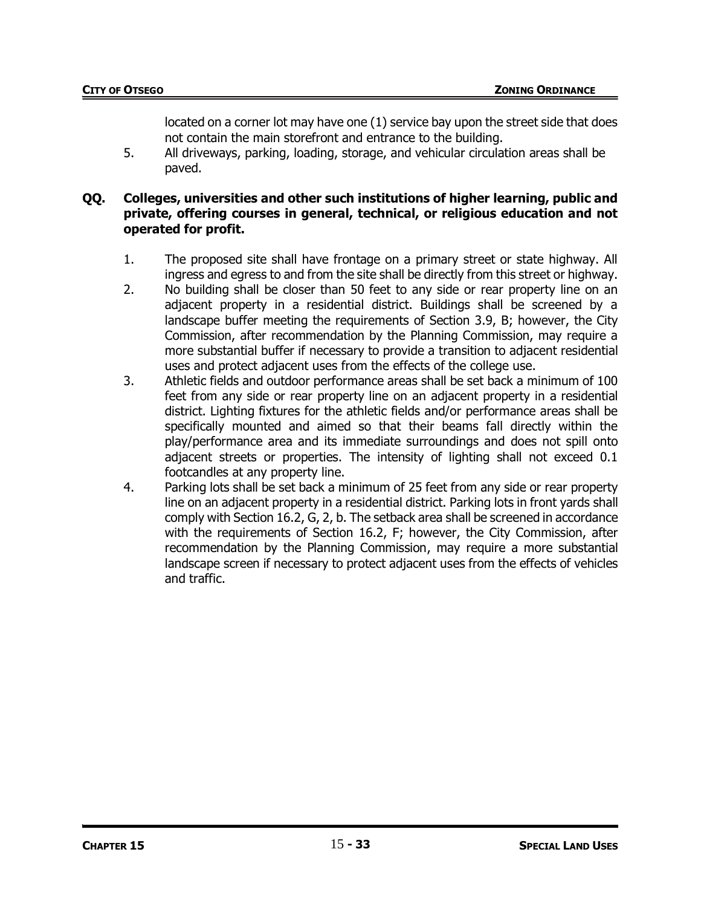located on a corner lot may have one (1) service bay upon the street side that does not contain the main storefront and entrance to the building.

5. All driveways, parking, loading, storage, and vehicular circulation areas shall be paved.

**QQ. Colleges, universities and other such institutions of higher learning, public and private, offering courses in general, technical, or religious education and not operated for profit.**

1. The proposed site shall have frontage on a primary street or state highway. All ingress and egress to and from the site shall be directly from this street or highway.
2. No building shall be closer than 50 feet to any side or rear property line on an adjacent property in a residential district. Buildings shall be screened by a landscape buffer meeting the requirements of Section 3.9, B; however, the City Commission, after recommendation by the Planning Commission, may require a more substantial buffer if necessary to provide a transition to adjacent residential uses and protect adjacent uses from the effects of the college use.
3. Athletic fields and outdoor performance areas shall be set back a minimum of 100 feet from any side or rear property line on an adjacent property in a residential district. Lighting fixtures for the athletic fields and/or performance areas shall be specifically mounted and aimed so that their beams fall directly within the play/performance area and its immediate surroundings and does not spill onto adjacent streets or properties. The intensity of lighting shall not exceed 0.1 footcandles at any property line.
4. Parking lots shall be set back a minimum of 25 feet from any side or rear property line on an adjacent property in a residential district. Parking lots in front yards shall comply with Section 16.2, G, 2, b. The setback area shall be screened in accordance with the requirements of Section 16.2, F; however, the City Commission, after recommendation by the Planning Commission, may require a more substantial landscape screen if necessary to protect adjacent uses from the effects of vehicles and traffic.